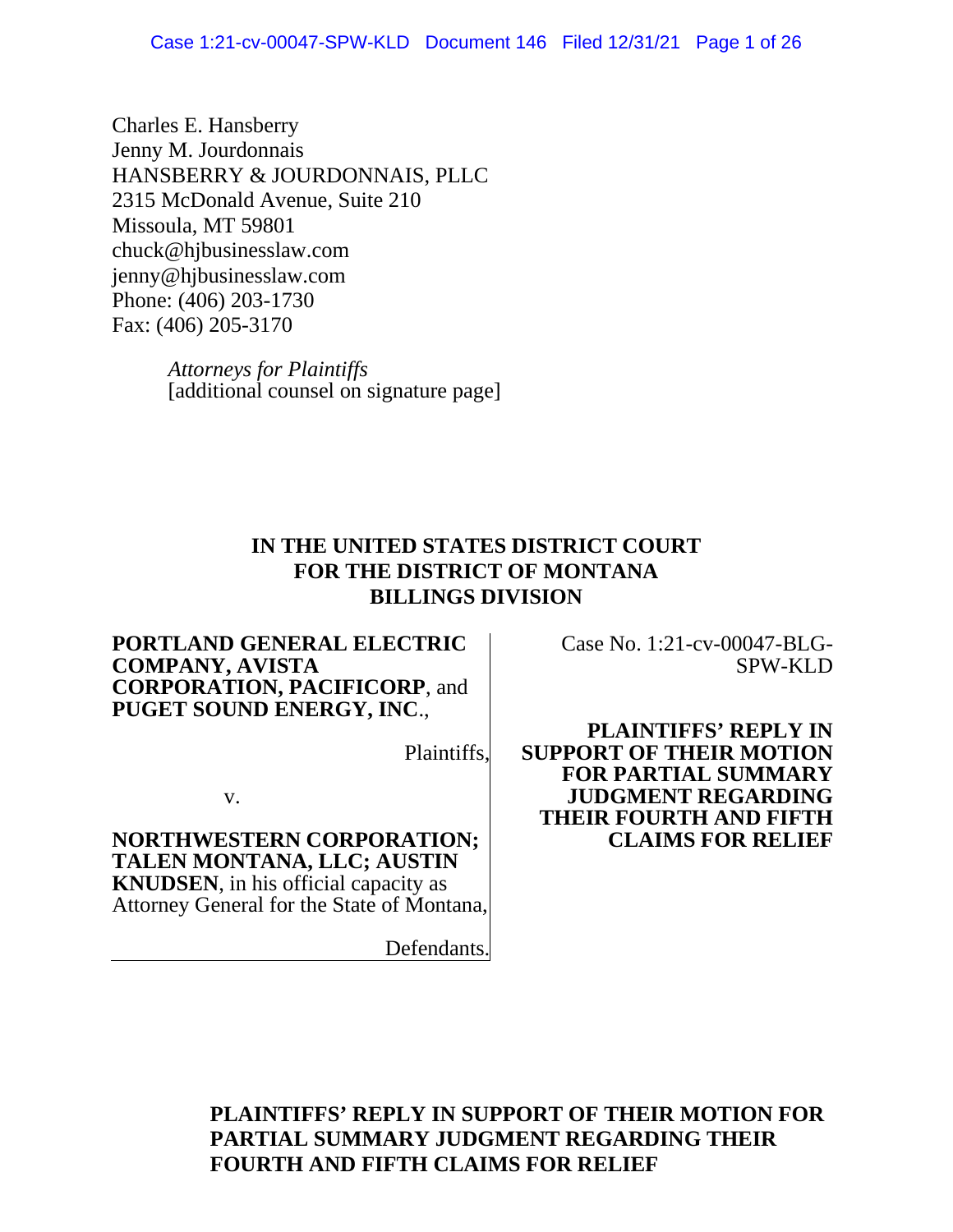Charles E. Hansberry
Jenny M. Jourdonnais
HANSBERRY & JOURDONNAIS, PLLC
2315 McDonald Avenue, Suite 210
Missoula, MT 59801
chuck@hjbusinesslaw.com
jenny@hjbusinesslaw.com
Phone: (406) 203-1730
Fax: (406) 205-3170

*Attorneys for Plaintiffs*
[additional counsel on signature page]

**IN THE UNITED STATES DISTRICT COURT**
**FOR THE DISTRICT OF MONTANA**
**BILLINGS DIVISION**

**PORTLAND GENERAL ELECTRIC COMPANY, AVISTA CORPORATION, PACIFICORP**, and **PUGET SOUND ENERGY, INC.**,

Plaintiffs,

v.

**NORTHWESTERN CORPORATION; TALEN MONTANA, LLC; AUSTIN KNUDSEN**, in his official capacity as Attorney General for the State of Montana,

Defendants.

Case No. 1:21-cv-00047-BLG-SPW-KLD

**PLAINTIFFS' REPLY IN SUPPORT OF THEIR MOTION FOR PARTIAL SUMMARY JUDGMENT REGARDING THEIR FOURTH AND FIFTH CLAIMS FOR RELIEF**

**PLAINTIFFS' REPLY IN SUPPORT OF THEIR MOTION FOR PARTIAL SUMMARY JUDGMENT REGARDING THEIR FOURTH AND FIFTH CLAIMS FOR RELIEF**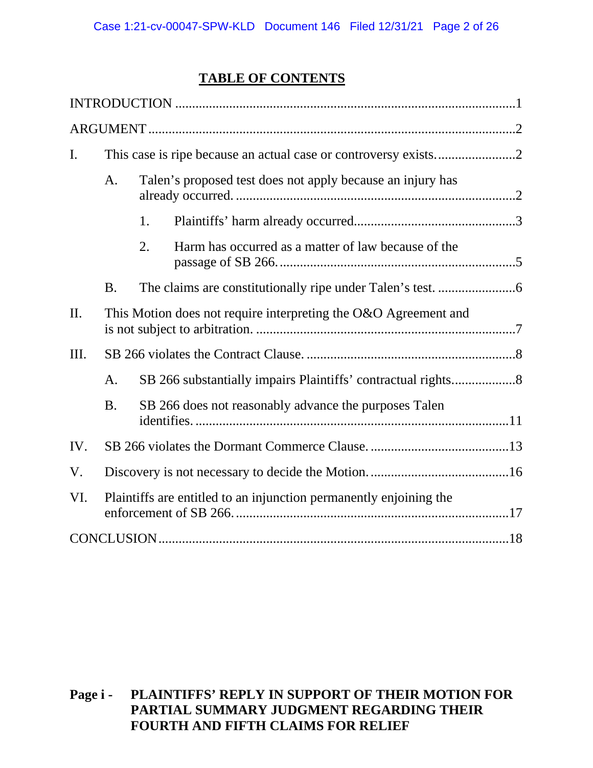# TABLE OF CONTENTS

INTRODUCTION ....................................................................................................1

ARGUMENT ..........................................................................................................2

I. This case is ripe because an actual case or controversy exists. ........................2

- A. Talen's proposed test does not apply because an injury has already occurred. ..................................................................................2
  - 1. Plaintiffs' harm already occurred. ...............................................3
  - 2. Harm has occurred as a matter of law because of the passage of SB 266. .....................................................................5
- B. The claims are constitutionally ripe under Talen's test. .......................6

II. This Motion does not require interpreting the O&O Agreement and is not subject to arbitration. ............................................................................7

III. SB 266 violates the Contract Clause. ..............................................................8

- A. SB 266 substantially impairs Plaintiffs' contractual rights. ..................8
- B. SB 266 does not reasonably advance the purposes Talen identifies. ..........................................................................................11

IV. SB 266 violates the Dormant Commerce Clause. .........................................13

V. Discovery is not necessary to decide the Motion. ..........................................16

VI. Plaintiffs are entitled to an injunction permanently enjoining the enforcement of SB 266. .................................................................................17

CONCLUSION .......................................................................................................18

**Page i - PLAINTIFFS' REPLY IN SUPPORT OF THEIR MOTION FOR PARTIAL SUMMARY JUDGMENT REGARDING THEIR FOURTH AND FIFTH CLAIMS FOR RELIEF**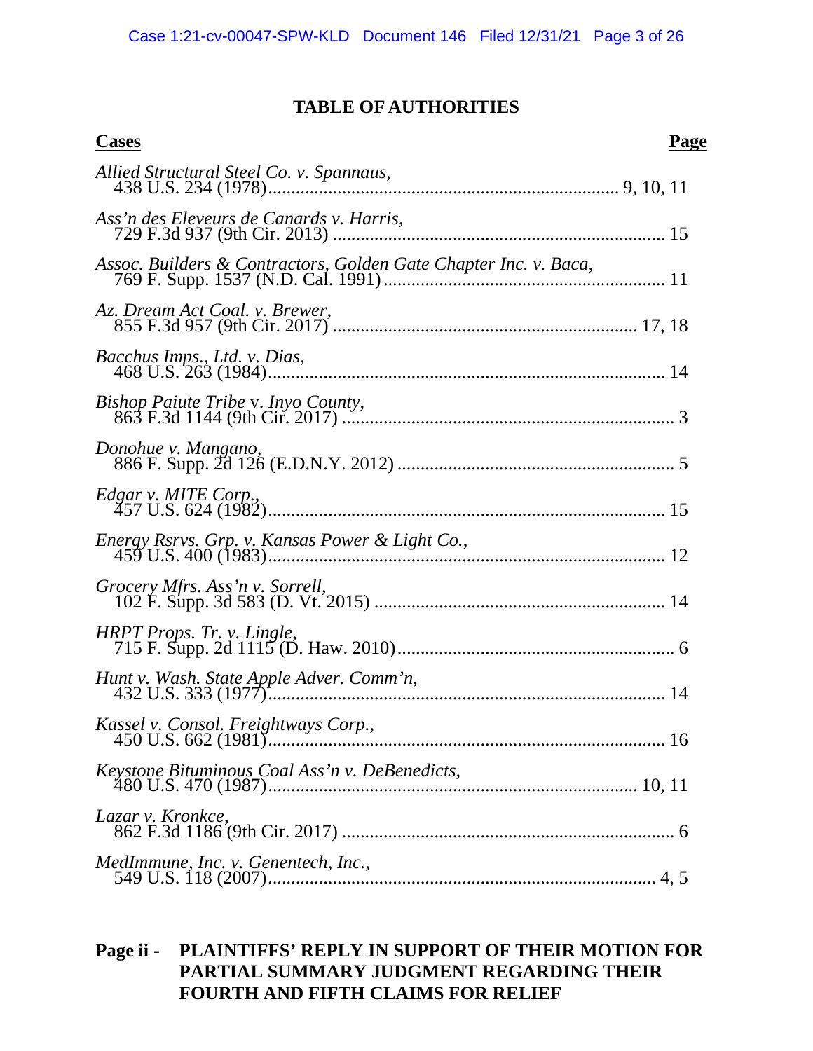## TABLE OF AUTHORITIES

| **Cases** | **Page** |
|---|---|
| *Allied Structural Steel Co. v. Spannaus*, 438 U.S. 234 (1978) | 9, 10, 11 |
| *Ass'n des Eleveurs de Canards v. Harris*, 729 F.3d 937 (9th Cir. 2013) | 15 |
| *Assoc. Builders & Contractors, Golden Gate Chapter Inc. v. Baca*, 769 F. Supp. 1537 (N.D. Cal. 1991) | 11 |
| *Az. Dream Act Coal. v. Brewer*, 855 F.3d 957 (9th Cir. 2017) | 17, 18 |
| *Bacchus Imps., Ltd. v. Dias*, 468 U.S. 263 (1984) | 14 |
| *Bishop Paiute Tribe* v. *Inyo County*, 863 F.3d 1144 (9th Cir. 2017) | 3 |
| *Donohue v. Mangano*, 886 F. Supp. 2d 126 (E.D.N.Y. 2012) | 5 |
| *Edgar v. MITE Corp.*, 457 U.S. 624 (1982) | 15 |
| *Energy Rsrvs. Grp. v. Kansas Power & Light Co.*, 459 U.S. 400 (1983) | 12 |
| *Grocery Mfrs. Ass'n v. Sorrell*, 102 F. Supp. 3d 583 (D. Vt. 2015) | 14 |
| *HRPT Props. Tr. v. Lingle*, 715 F. Supp. 2d 1115 (D. Haw. 2010) | 6 |
| *Hunt v. Wash. State Apple Adver. Comm'n*, 432 U.S. 333 (1977) | 14 |
| *Kassel v. Consol. Freightways Corp.*, 450 U.S. 662 (1981) | 16 |
| *Keystone Bituminous Coal Ass'n v. DeBenedicts*, 480 U.S. 470 (1987) | 10, 11 |
| *Lazar v. Kronkce*, 862 F.3d 1186 (9th Cir. 2017) | 6 |
| *MedImmune, Inc. v. Genentech, Inc.*, 549 U.S. 118 (2007) | 4, 5 |

**Page ii - PLAINTIFFS' REPLY IN SUPPORT OF THEIR MOTION FOR PARTIAL SUMMARY JUDGMENT REGARDING THEIR FOURTH AND FIFTH CLAIMS FOR RELIEF**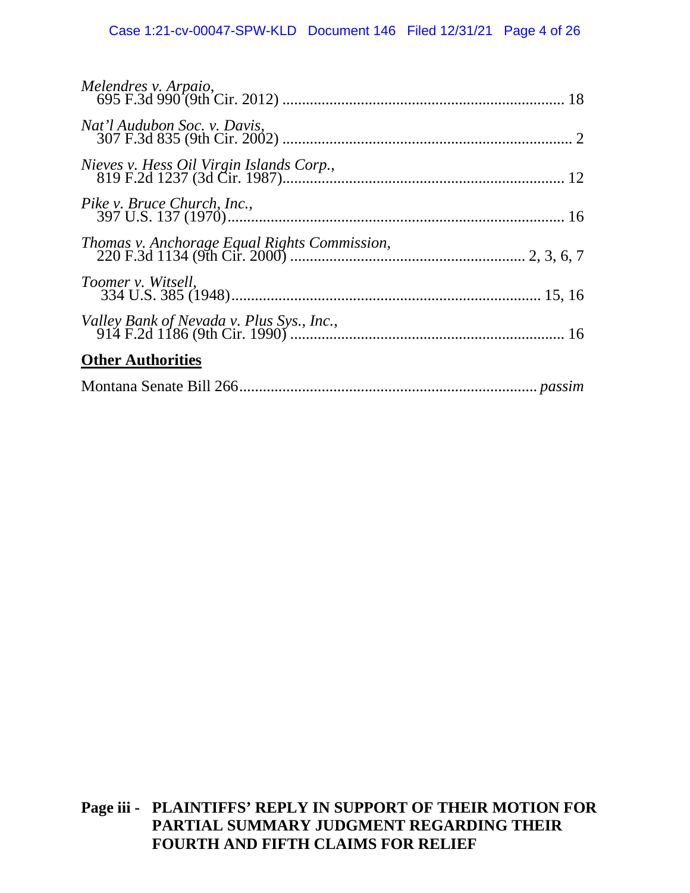*Melendres v. Arpaio*,
695 F.3d 990 (9th Cir. 2012) ........................................................................ 18

*Nat'l Audubon Soc. v. Davis*,
307 F.3d 835 (9th Cir. 2002) .......................................................................... 2

*Nieves v. Hess Oil Virgin Islands Corp.*,
819 F.2d 1237 (3d Cir. 1987)........................................................................ 12

*Pike v. Bruce Church, Inc.*,
397 U.S. 137 (1970)...................................................................................... 16

*Thomas v. Anchorage Equal Rights Commission*,
220 F.3d 1134 (9th Cir. 2000) ........................................................... 2, 3, 6, 7

*Toomer v. Witsell*,
334 U.S. 385 (1948)................................................................................ 15, 16

*Valley Bank of Nevada v. Plus Sys., Inc.*,
914 F.2d 1186 (9th Cir. 1990) ...................................................................... 16

**Other Authorities**

Montana Senate Bill 266............................................................................ *passim*

**Page iii - PLAINTIFFS' REPLY IN SUPPORT OF THEIR MOTION FOR PARTIAL SUMMARY JUDGMENT REGARDING THEIR FOURTH AND FIFTH CLAIMS FOR RELIEF**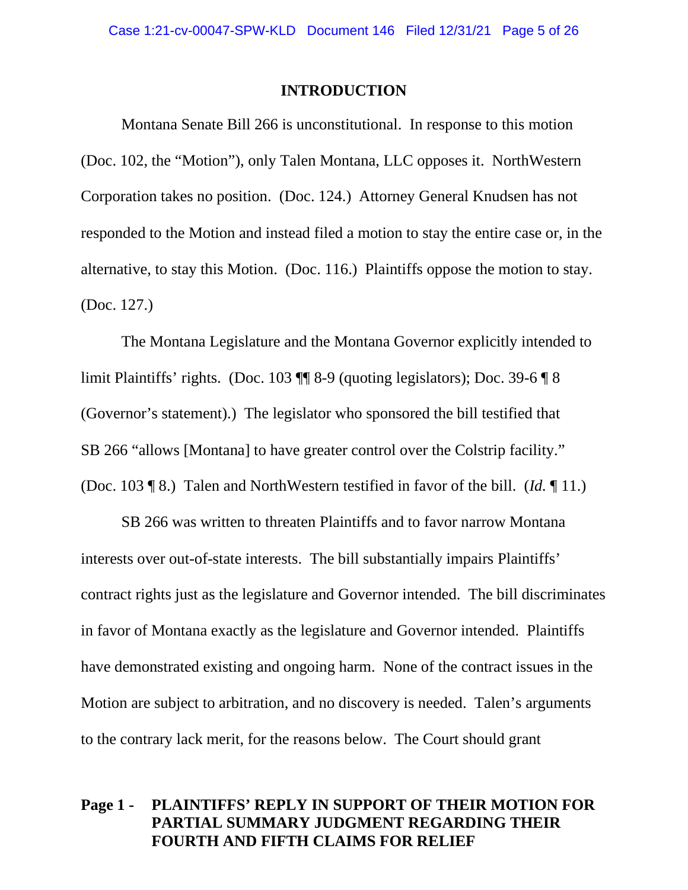## INTRODUCTION

Montana Senate Bill 266 is unconstitutional. In response to this motion (Doc. 102, the "Motion"), only Talen Montana, LLC opposes it. NorthWestern Corporation takes no position. (Doc. 124.) Attorney General Knudsen has not responded to the Motion and instead filed a motion to stay the entire case or, in the alternative, to stay this Motion. (Doc. 116.) Plaintiffs oppose the motion to stay. (Doc. 127.)

The Montana Legislature and the Montana Governor explicitly intended to limit Plaintiffs' rights. (Doc. 103 ¶¶ 8-9 (quoting legislators); Doc. 39-6 ¶ 8 (Governor's statement).) The legislator who sponsored the bill testified that SB 266 "allows [Montana] to have greater control over the Colstrip facility." (Doc. 103 ¶ 8.) Talen and NorthWestern testified in favor of the bill. (*Id.* ¶ 11.)

SB 266 was written to threaten Plaintiffs and to favor narrow Montana interests over out-of-state interests. The bill substantially impairs Plaintiffs' contract rights just as the legislature and Governor intended. The bill discriminates in favor of Montana exactly as the legislature and Governor intended. Plaintiffs have demonstrated existing and ongoing harm. None of the contract issues in the Motion are subject to arbitration, and no discovery is needed. Talen's arguments to the contrary lack merit, for the reasons below. The Court should grant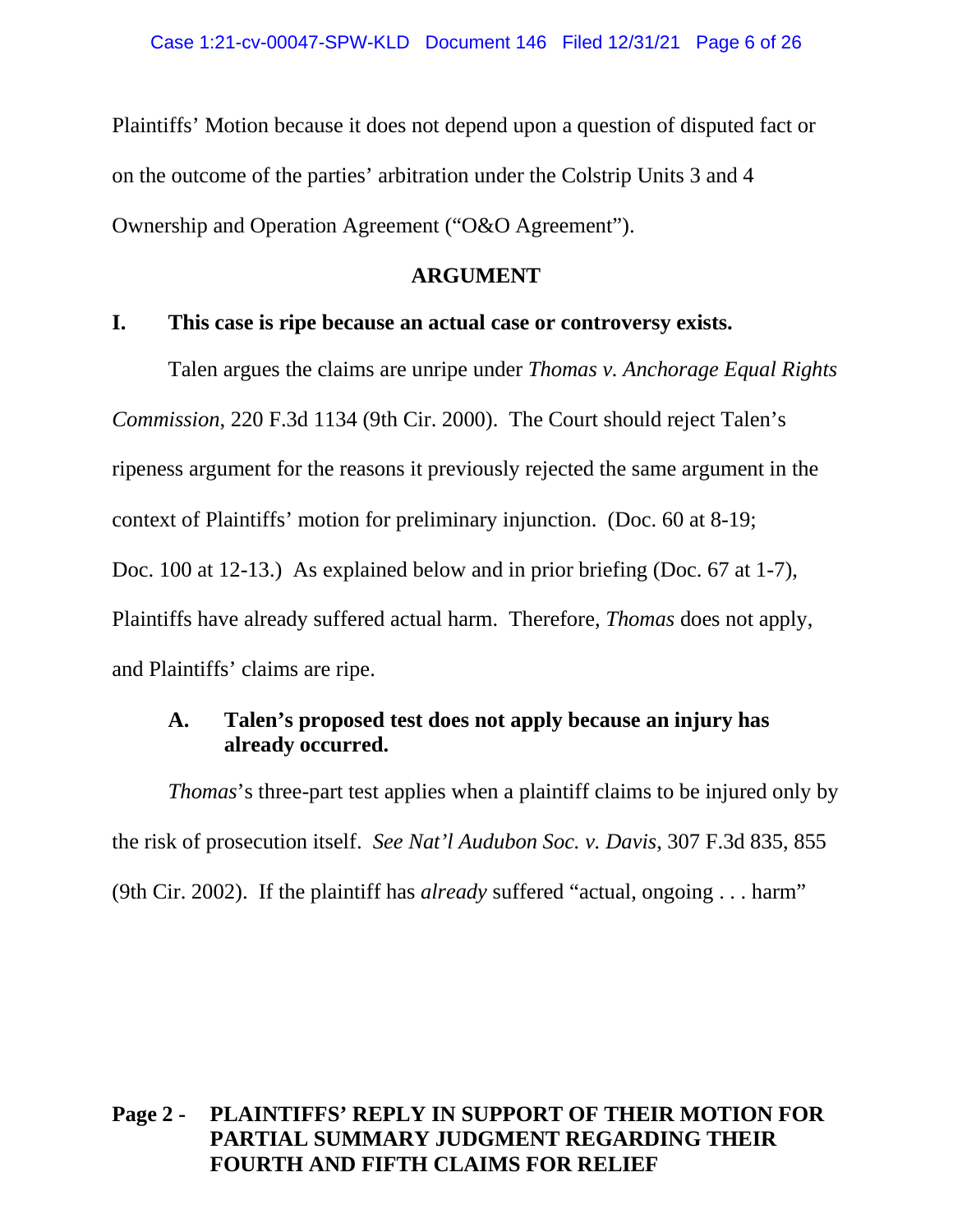Plaintiffs' Motion because it does not depend upon a question of disputed fact or on the outcome of the parties' arbitration under the Colstrip Units 3 and 4 Ownership and Operation Agreement ("O&O Agreement").

## ARGUMENT

### I. This case is ripe because an actual case or controversy exists.

Talen argues the claims are unripe under *Thomas v. Anchorage Equal Rights Commission*, 220 F.3d 1134 (9th Cir. 2000). The Court should reject Talen's ripeness argument for the reasons it previously rejected the same argument in the context of Plaintiffs' motion for preliminary injunction. (Doc. 60 at 8-19; Doc. 100 at 12-13.) As explained below and in prior briefing (Doc. 67 at 1-7), Plaintiffs have already suffered actual harm. Therefore, *Thomas* does not apply, and Plaintiffs' claims are ripe.

#### A. Talen's proposed test does not apply because an injury has already occurred.

*Thomas*'s three-part test applies when a plaintiff claims to be injured only by the risk of prosecution itself. *See Nat'l Audubon Soc. v. Davis*, 307 F.3d 835, 855 (9th Cir. 2002). If the plaintiff has *already* suffered "actual, ongoing . . . harm"

**Page 2 - PLAINTIFFS' REPLY IN SUPPORT OF THEIR MOTION FOR PARTIAL SUMMARY JUDGMENT REGARDING THEIR FOURTH AND FIFTH CLAIMS FOR RELIEF**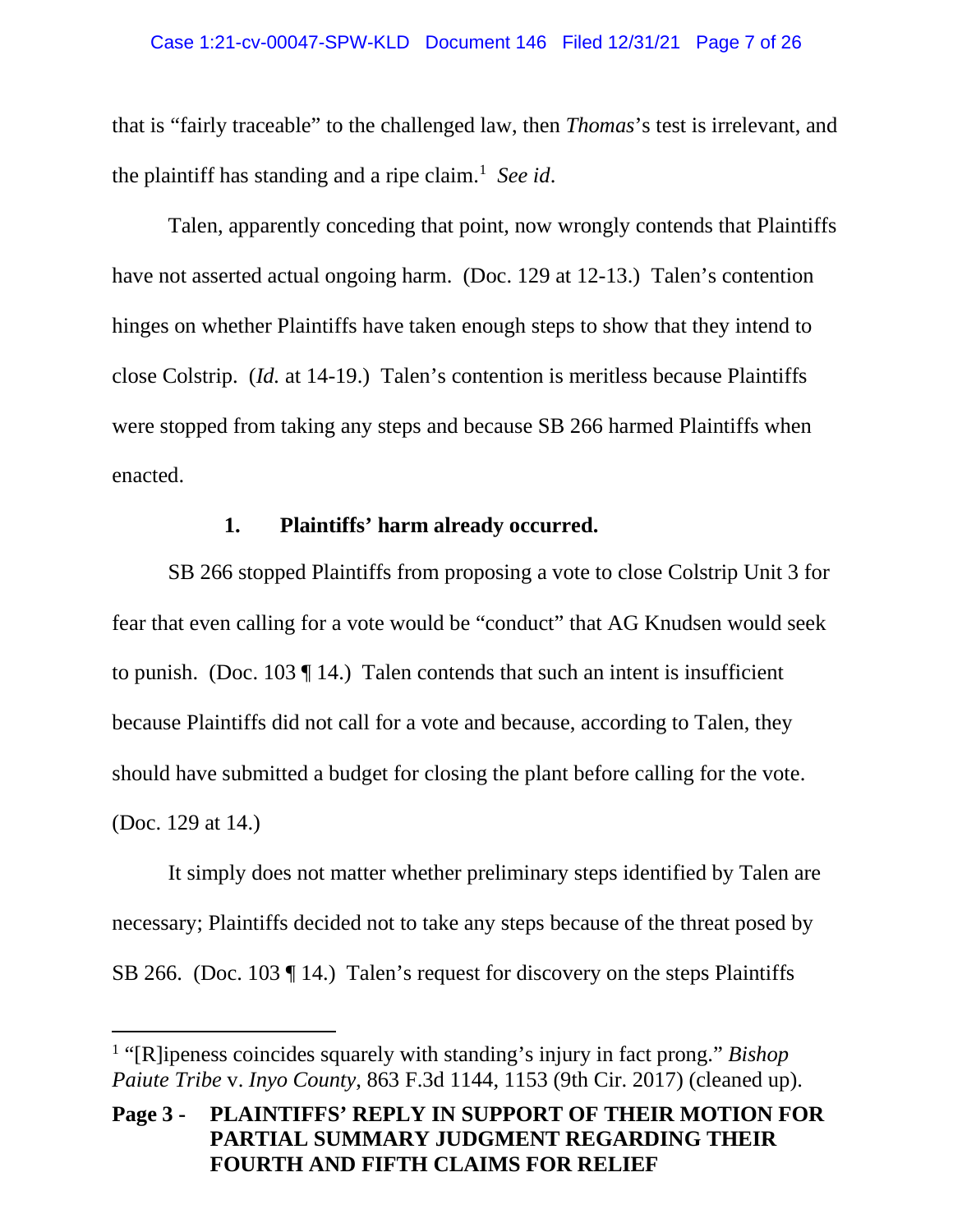that is "fairly traceable" to the challenged law, then *Thomas*'s test is irrelevant, and the plaintiff has standing and a ripe claim.[1] *See id*.

Talen, apparently conceding that point, now wrongly contends that Plaintiffs have not asserted actual ongoing harm. (Doc. 129 at 12-13.) Talen's contention hinges on whether Plaintiffs have taken enough steps to show that they intend to close Colstrip. (*Id.* at 14-19.) Talen's contention is meritless because Plaintiffs were stopped from taking any steps and because SB 266 harmed Plaintiffs when enacted.

### 1. Plaintiffs' harm already occurred.

SB 266 stopped Plaintiffs from proposing a vote to close Colstrip Unit 3 for fear that even calling for a vote would be "conduct" that AG Knudsen would seek to punish. (Doc. 103 ¶ 14.) Talen contends that such an intent is insufficient because Plaintiffs did not call for a vote and because, according to Talen, they should have submitted a budget for closing the plant before calling for the vote. (Doc. 129 at 14.)

It simply does not matter whether preliminary steps identified by Talen are necessary; Plaintiffs decided not to take any steps because of the threat posed by SB 266. (Doc. 103 ¶ 14.) Talen's request for discovery on the steps Plaintiffs

---

[1] "[R]ipeness coincides squarely with standing's injury in fact prong." *Bishop Paiute Tribe* v. *Inyo County*, 863 F.3d 1144, 1153 (9th Cir. 2017) (cleaned up).

**Page 3 - PLAINTIFFS' REPLY IN SUPPORT OF THEIR MOTION FOR PARTIAL SUMMARY JUDGMENT REGARDING THEIR FOURTH AND FIFTH CLAIMS FOR RELIEF**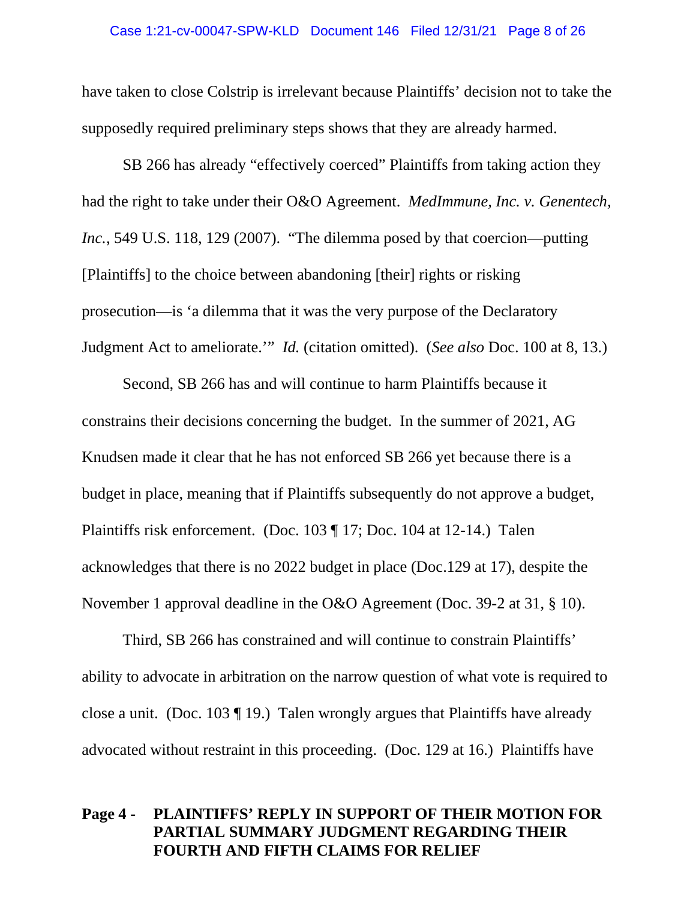have taken to close Colstrip is irrelevant because Plaintiffs' decision not to take the supposedly required preliminary steps shows that they are already harmed.

SB 266 has already "effectively coerced" Plaintiffs from taking action they had the right to take under their O&O Agreement. *MedImmune, Inc. v. Genentech, Inc.*, 549 U.S. 118, 129 (2007). "The dilemma posed by that coercion—putting [Plaintiffs] to the choice between abandoning [their] rights or risking prosecution—is 'a dilemma that it was the very purpose of the Declaratory Judgment Act to ameliorate.'" *Id.* (citation omitted). (*See also* Doc. 100 at 8, 13.)

Second, SB 266 has and will continue to harm Plaintiffs because it constrains their decisions concerning the budget. In the summer of 2021, AG Knudsen made it clear that he has not enforced SB 266 yet because there is a budget in place, meaning that if Plaintiffs subsequently do not approve a budget, Plaintiffs risk enforcement. (Doc. 103 ¶ 17; Doc. 104 at 12-14.) Talen acknowledges that there is no 2022 budget in place (Doc.129 at 17), despite the November 1 approval deadline in the O&O Agreement (Doc. 39-2 at 31, § 10).

Third, SB 266 has constrained and will continue to constrain Plaintiffs' ability to advocate in arbitration on the narrow question of what vote is required to close a unit. (Doc. 103 ¶ 19.) Talen wrongly argues that Plaintiffs have already advocated without restraint in this proceeding. (Doc. 129 at 16.) Plaintiffs have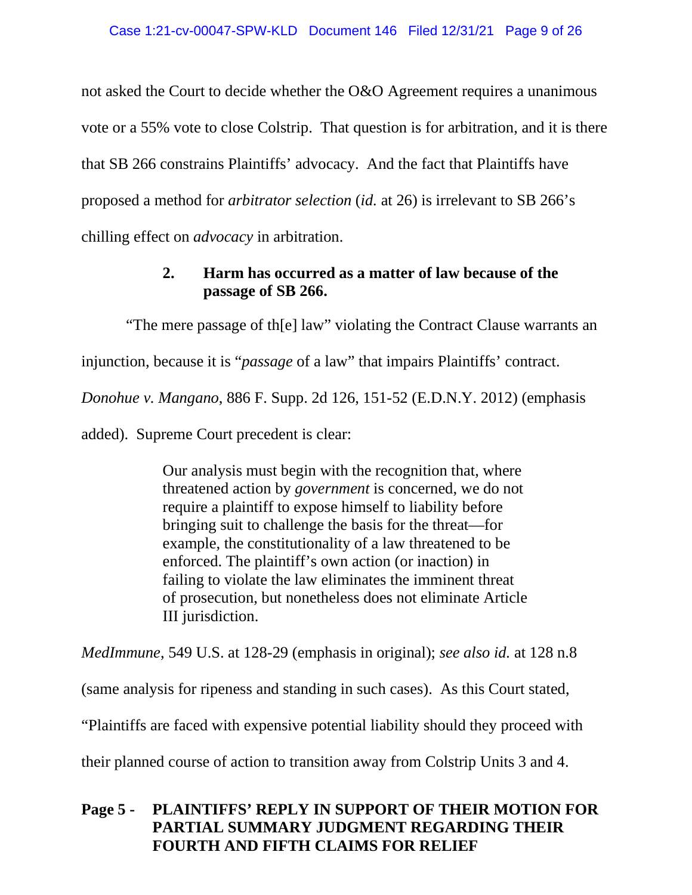not asked the Court to decide whether the O&O Agreement requires a unanimous vote or a 55% vote to close Colstrip. That question is for arbitration, and it is there that SB 266 constrains Plaintiffs' advocacy. And the fact that Plaintiffs have proposed a method for *arbitrator selection* (*id.* at 26) is irrelevant to SB 266's chilling effect on *advocacy* in arbitration.

**2. Harm has occurred as a matter of law because of the passage of SB 266.**

"The mere passage of th[e] law" violating the Contract Clause warrants an injunction, because it is "*passage* of a law" that impairs Plaintiffs' contract. *Donohue v. Mangano*, 886 F. Supp. 2d 126, 151-52 (E.D.N.Y. 2012) (emphasis added). Supreme Court precedent is clear:

> Our analysis must begin with the recognition that, where threatened action by *government* is concerned, we do not require a plaintiff to expose himself to liability before bringing suit to challenge the basis for the threat—for example, the constitutionality of a law threatened to be enforced. The plaintiff's own action (or inaction) in failing to violate the law eliminates the imminent threat of prosecution, but nonetheless does not eliminate Article III jurisdiction.

*MedImmune*, 549 U.S. at 128-29 (emphasis in original); *see also id.* at 128 n.8 (same analysis for ripeness and standing in such cases). As this Court stated, "Plaintiffs are faced with expensive potential liability should they proceed with their planned course of action to transition away from Colstrip Units 3 and 4.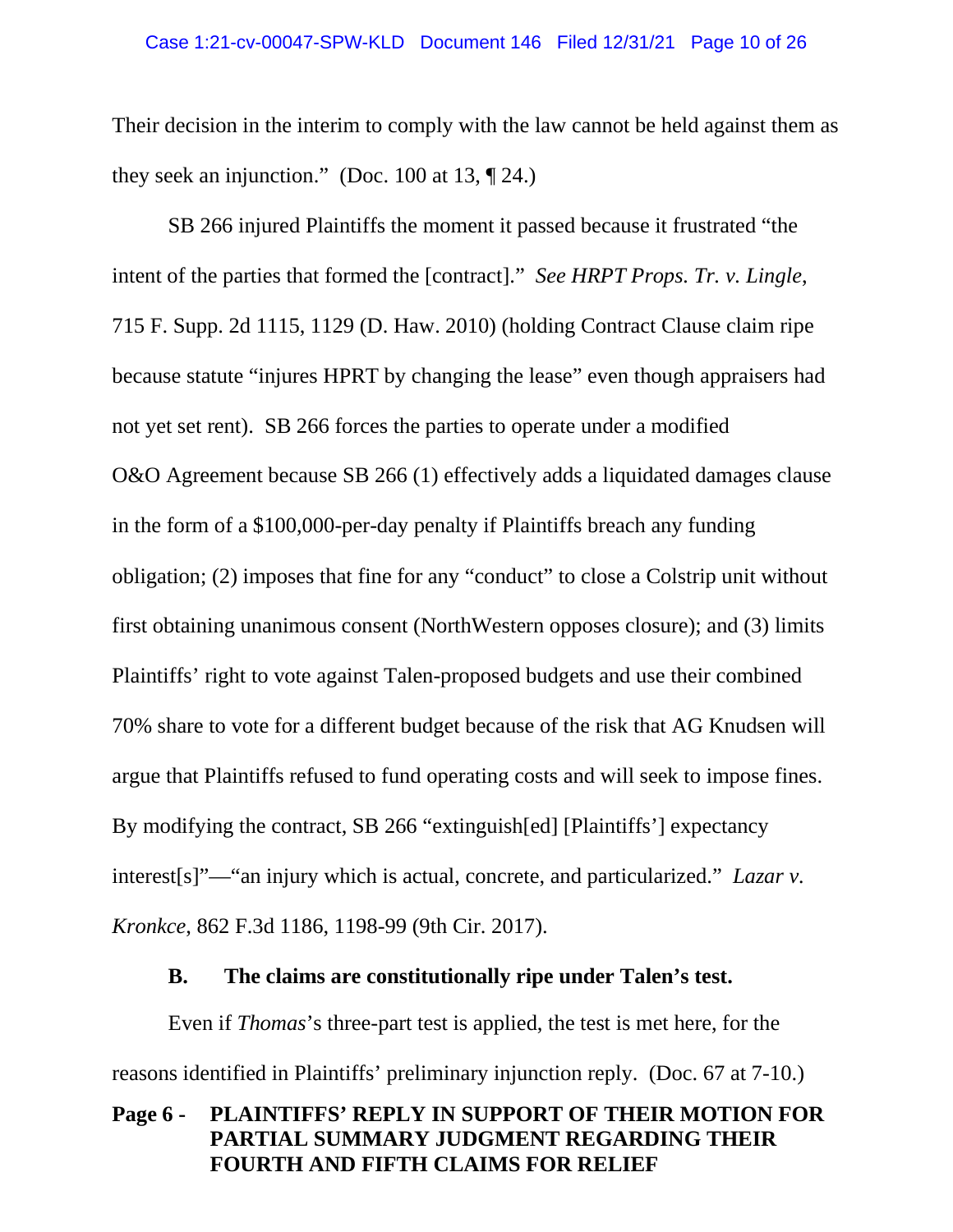Their decision in the interim to comply with the law cannot be held against them as they seek an injunction." (Doc. 100 at 13, ¶ 24.)

SB 266 injured Plaintiffs the moment it passed because it frustrated "the intent of the parties that formed the [contract]." *See HRPT Props. Tr. v. Lingle*, 715 F. Supp. 2d 1115, 1129 (D. Haw. 2010) (holding Contract Clause claim ripe because statute "injures HPRT by changing the lease" even though appraisers had not yet set rent). SB 266 forces the parties to operate under a modified O&O Agreement because SB 266 (1) effectively adds a liquidated damages clause in the form of a $100,000-per-day penalty if Plaintiffs breach any funding obligation; (2) imposes that fine for any "conduct" to close a Colstrip unit without first obtaining unanimous consent (NorthWestern opposes closure); and (3) limits Plaintiffs' right to vote against Talen-proposed budgets and use their combined 70% share to vote for a different budget because of the risk that AG Knudsen will argue that Plaintiffs refused to fund operating costs and will seek to impose fines. By modifying the contract, SB 266 "extinguish[ed] [Plaintiffs'] expectancy interest[s]"—"an injury which is actual, concrete, and particularized." *Lazar v. Kronkce*, 862 F.3d 1186, 1198-99 (9th Cir. 2017).

### B. The claims are constitutionally ripe under Talen's test.

Even if *Thomas*'s three-part test is applied, the test is met here, for the reasons identified in Plaintiffs' preliminary injunction reply. (Doc. 67 at 7-10.)

**Page 6 - PLAINTIFFS' REPLY IN SUPPORT OF THEIR MOTION FOR PARTIAL SUMMARY JUDGMENT REGARDING THEIR FOURTH AND FIFTH CLAIMS FOR RELIEF**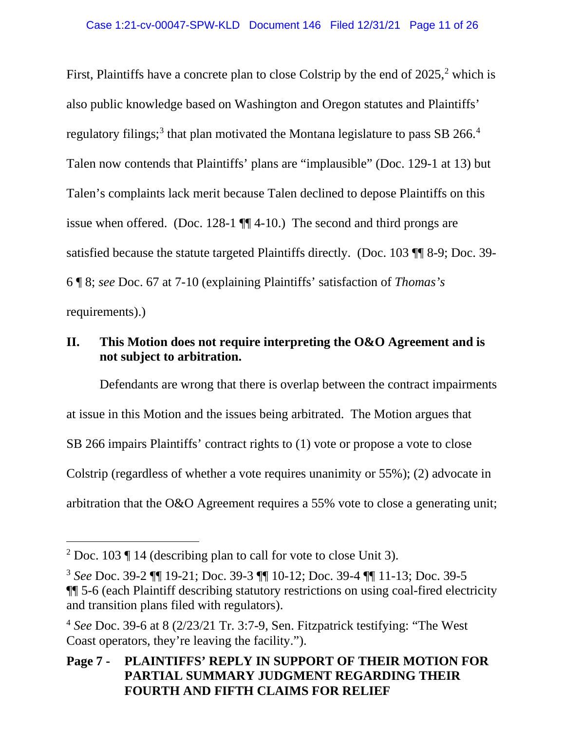First, Plaintiffs have a concrete plan to close Colstrip by the end of 2025,[2] which is also public knowledge based on Washington and Oregon statutes and Plaintiffs' regulatory filings;[3] that plan motivated the Montana legislature to pass SB 266.[4] Talen now contends that Plaintiffs' plans are "implausible" (Doc. 129-1 at 13) but Talen's complaints lack merit because Talen declined to depose Plaintiffs on this issue when offered. (Doc. 128-1 ¶¶ 4-10.) The second and third prongs are satisfied because the statute targeted Plaintiffs directly. (Doc. 103 ¶¶ 8-9; Doc. 39-6 ¶ 8; *see* Doc. 67 at 7-10 (explaining Plaintiffs' satisfaction of *Thomas's* requirements).)

## II. This Motion does not require interpreting the O&O Agreement and is not subject to arbitration.

Defendants are wrong that there is overlap between the contract impairments at issue in this Motion and the issues being arbitrated. The Motion argues that SB 266 impairs Plaintiffs' contract rights to (1) vote or propose a vote to close Colstrip (regardless of whether a vote requires unanimity or 55%); (2) advocate in arbitration that the O&O Agreement requires a 55% vote to close a generating unit;

---

[2] Doc. 103 ¶ 14 (describing plan to call for vote to close Unit 3).

[3] *See* Doc. 39-2 ¶¶ 19-21; Doc. 39-3 ¶¶ 10-12; Doc. 39-4 ¶¶ 11-13; Doc. 39-5 ¶¶ 5-6 (each Plaintiff describing statutory restrictions on using coal-fired electricity and transition plans filed with regulators).

[4] *See* Doc. 39-6 at 8 (2/23/21 Tr. 3:7-9, Sen. Fitzpatrick testifying: "The West Coast operators, they're leaving the facility.").

**Page 7 - PLAINTIFFS' REPLY IN SUPPORT OF THEIR MOTION FOR PARTIAL SUMMARY JUDGMENT REGARDING THEIR FOURTH AND FIFTH CLAIMS FOR RELIEF**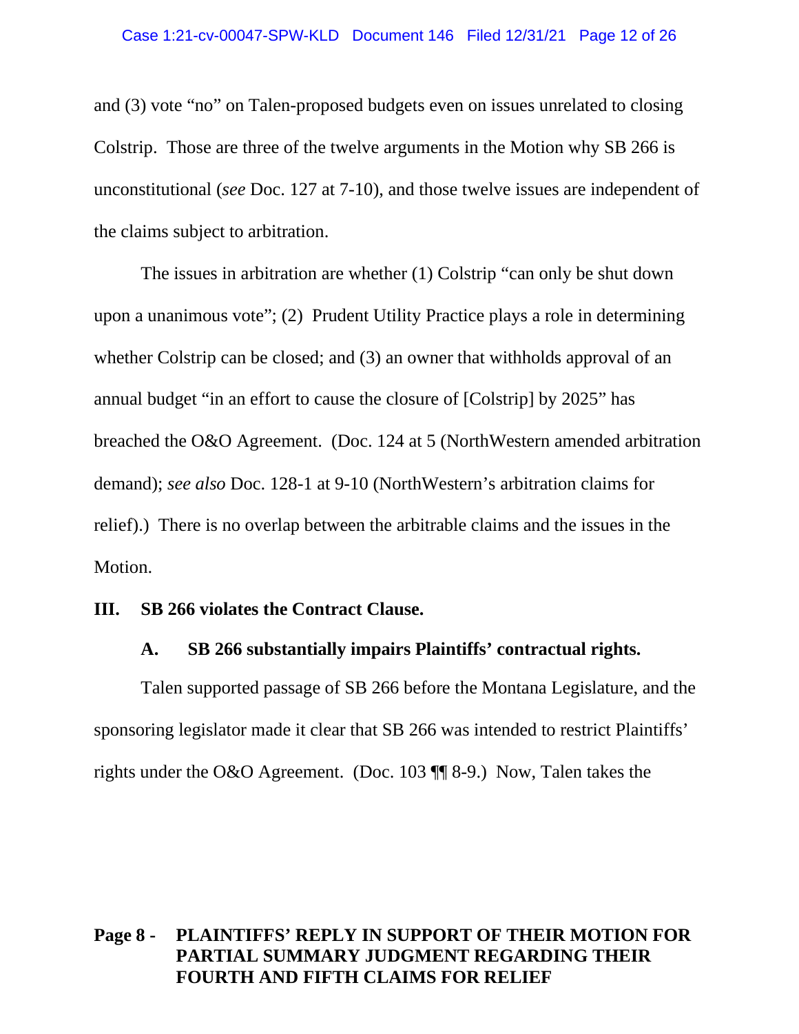and (3) vote "no" on Talen-proposed budgets even on issues unrelated to closing Colstrip. Those are three of the twelve arguments in the Motion why SB 266 is unconstitutional (*see* Doc. 127 at 7-10), and those twelve issues are independent of the claims subject to arbitration.

The issues in arbitration are whether (1) Colstrip "can only be shut down upon a unanimous vote"; (2) Prudent Utility Practice plays a role in determining whether Colstrip can be closed; and (3) an owner that withholds approval of an annual budget "in an effort to cause the closure of [Colstrip] by 2025" has breached the O&O Agreement. (Doc. 124 at 5 (NorthWestern amended arbitration demand); *see also* Doc. 128-1 at 9-10 (NorthWestern's arbitration claims for relief).) There is no overlap between the arbitrable claims and the issues in the Motion.

## III. SB 266 violates the Contract Clause.

### A. SB 266 substantially impairs Plaintiffs' contractual rights.

Talen supported passage of SB 266 before the Montana Legislature, and the sponsoring legislator made it clear that SB 266 was intended to restrict Plaintiffs' rights under the O&O Agreement. (Doc. 103 ¶¶ 8-9.) Now, Talen takes the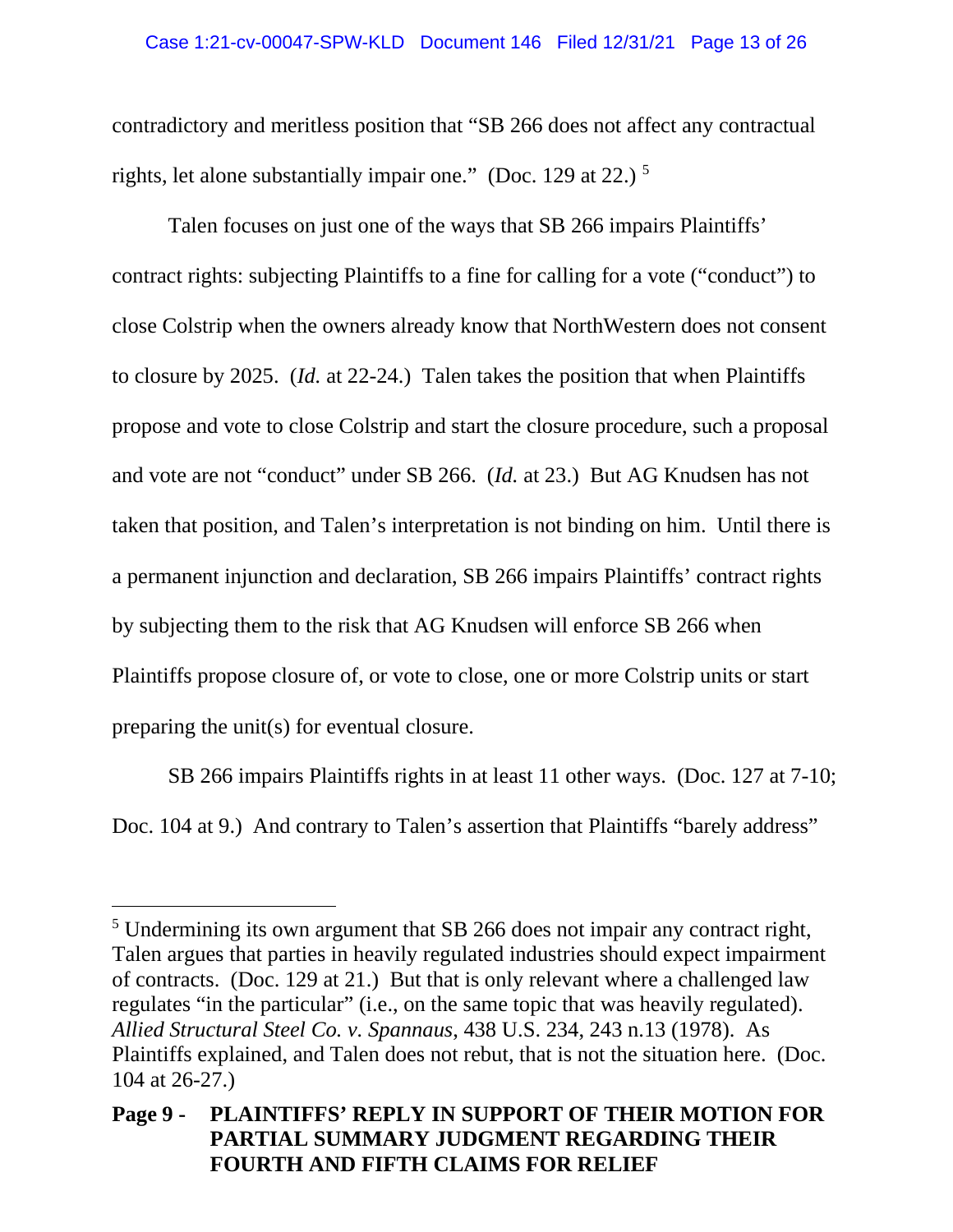contradictory and meritless position that "SB 266 does not affect any contractual rights, let alone substantially impair one." (Doc. 129 at 22.) [5]

Talen focuses on just one of the ways that SB 266 impairs Plaintiffs' contract rights: subjecting Plaintiffs to a fine for calling for a vote ("conduct") to close Colstrip when the owners already know that NorthWestern does not consent to closure by 2025. (*Id.* at 22-24.) Talen takes the position that when Plaintiffs propose and vote to close Colstrip and start the closure procedure, such a proposal and vote are not "conduct" under SB 266. (*Id.* at 23.) But AG Knudsen has not taken that position, and Talen's interpretation is not binding on him. Until there is a permanent injunction and declaration, SB 266 impairs Plaintiffs' contract rights by subjecting them to the risk that AG Knudsen will enforce SB 266 when Plaintiffs propose closure of, or vote to close, one or more Colstrip units or start preparing the unit(s) for eventual closure.

SB 266 impairs Plaintiffs rights in at least 11 other ways. (Doc. 127 at 7-10; Doc. 104 at 9.) And contrary to Talen's assertion that Plaintiffs "barely address"

---

[5] Undermining its own argument that SB 266 does not impair any contract right, Talen argues that parties in heavily regulated industries should expect impairment of contracts. (Doc. 129 at 21.) But that is only relevant where a challenged law regulates "in the particular" (i.e., on the same topic that was heavily regulated). *Allied Structural Steel Co. v. Spannaus*, 438 U.S. 234, 243 n.13 (1978). As Plaintiffs explained, and Talen does not rebut, that is not the situation here. (Doc. 104 at 26-27.)

**Page 9 - PLAINTIFFS' REPLY IN SUPPORT OF THEIR MOTION FOR PARTIAL SUMMARY JUDGMENT REGARDING THEIR FOURTH AND FIFTH CLAIMS FOR RELIEF**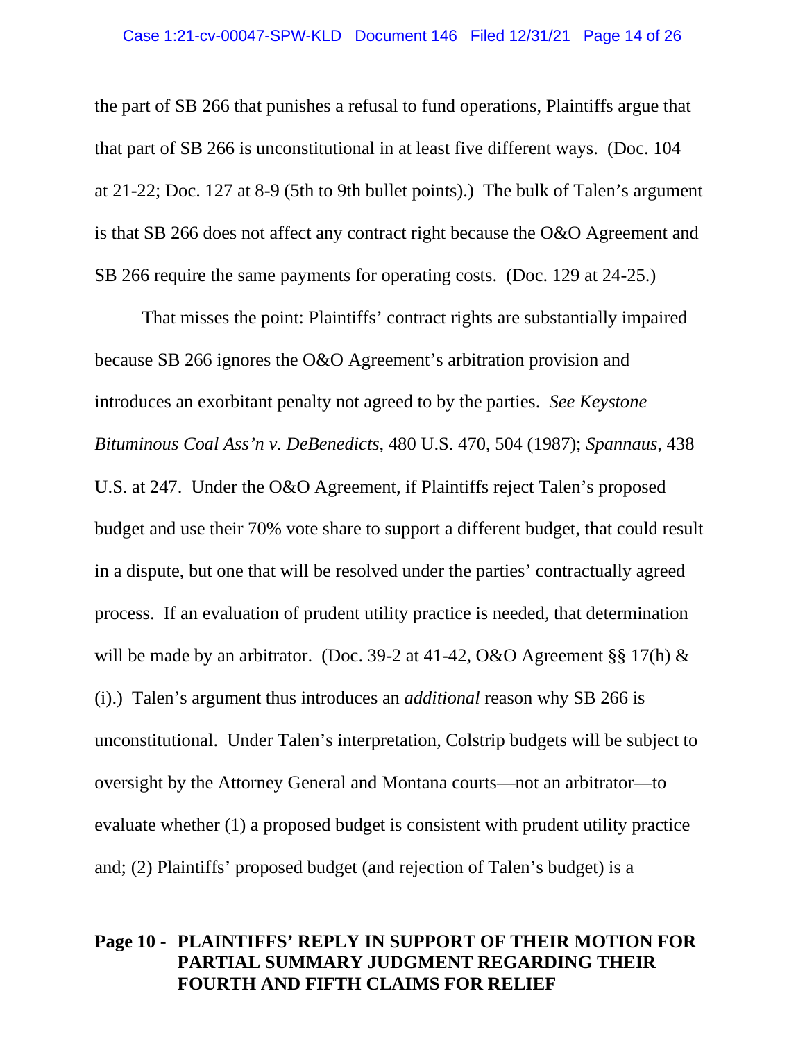the part of SB 266 that punishes a refusal to fund operations, Plaintiffs argue that that part of SB 266 is unconstitutional in at least five different ways. (Doc. 104 at 21-22; Doc. 127 at 8-9 (5th to 9th bullet points).) The bulk of Talen's argument is that SB 266 does not affect any contract right because the O&O Agreement and SB 266 require the same payments for operating costs. (Doc. 129 at 24-25.)

That misses the point: Plaintiffs' contract rights are substantially impaired because SB 266 ignores the O&O Agreement's arbitration provision and introduces an exorbitant penalty not agreed to by the parties. *See Keystone Bituminous Coal Ass'n v. DeBenedicts*, 480 U.S. 470, 504 (1987); *Spannaus*, 438 U.S. at 247. Under the O&O Agreement, if Plaintiffs reject Talen's proposed budget and use their 70% vote share to support a different budget, that could result in a dispute, but one that will be resolved under the parties' contractually agreed process. If an evaluation of prudent utility practice is needed, that determination will be made by an arbitrator. (Doc. 39-2 at 41-42, O&O Agreement §§ 17(h) & (i).) Talen's argument thus introduces an *additional* reason why SB 266 is unconstitutional. Under Talen's interpretation, Colstrip budgets will be subject to oversight by the Attorney General and Montana courts—not an arbitrator—to evaluate whether (1) a proposed budget is consistent with prudent utility practice and; (2) Plaintiffs' proposed budget (and rejection of Talen's budget) is a

**Page 10 - PLAINTIFFS' REPLY IN SUPPORT OF THEIR MOTION FOR PARTIAL SUMMARY JUDGMENT REGARDING THEIR FOURTH AND FIFTH CLAIMS FOR RELIEF**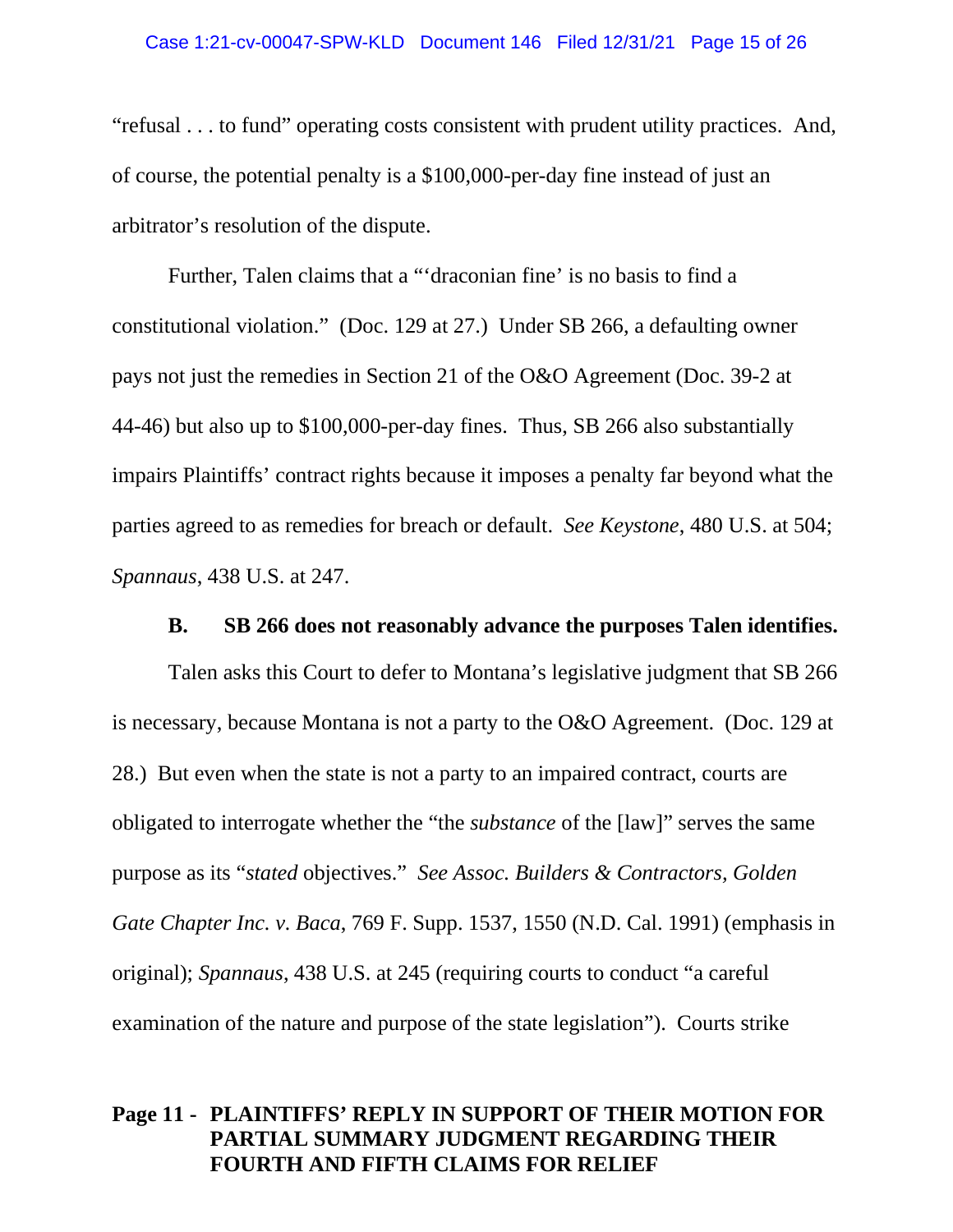"refusal . . . to fund" operating costs consistent with prudent utility practices. And, of course, the potential penalty is a $100,000-per-day fine instead of just an arbitrator's resolution of the dispute.

Further, Talen claims that a "'draconian fine' is no basis to find a constitutional violation." (Doc. 129 at 27.) Under SB 266, a defaulting owner pays not just the remedies in Section 21 of the O&O Agreement (Doc. 39-2 at 44-46) but also up to $100,000-per-day fines. Thus, SB 266 also substantially impairs Plaintiffs' contract rights because it imposes a penalty far beyond what the parties agreed to as remedies for breach or default. *See Keystone*, 480 U.S. at 504; *Spannaus*, 438 U.S. at 247.

### B. SB 266 does not reasonably advance the purposes Talen identifies.

Talen asks this Court to defer to Montana's legislative judgment that SB 266 is necessary, because Montana is not a party to the O&O Agreement. (Doc. 129 at 28.) But even when the state is not a party to an impaired contract, courts are obligated to interrogate whether the "the *substance* of the [law]" serves the same purpose as its "*stated* objectives." *See Assoc. Builders & Contractors, Golden Gate Chapter Inc. v. Baca*, 769 F. Supp. 1537, 1550 (N.D. Cal. 1991) (emphasis in original); *Spannaus*, 438 U.S. at 245 (requiring courts to conduct "a careful examination of the nature and purpose of the state legislation"). Courts strike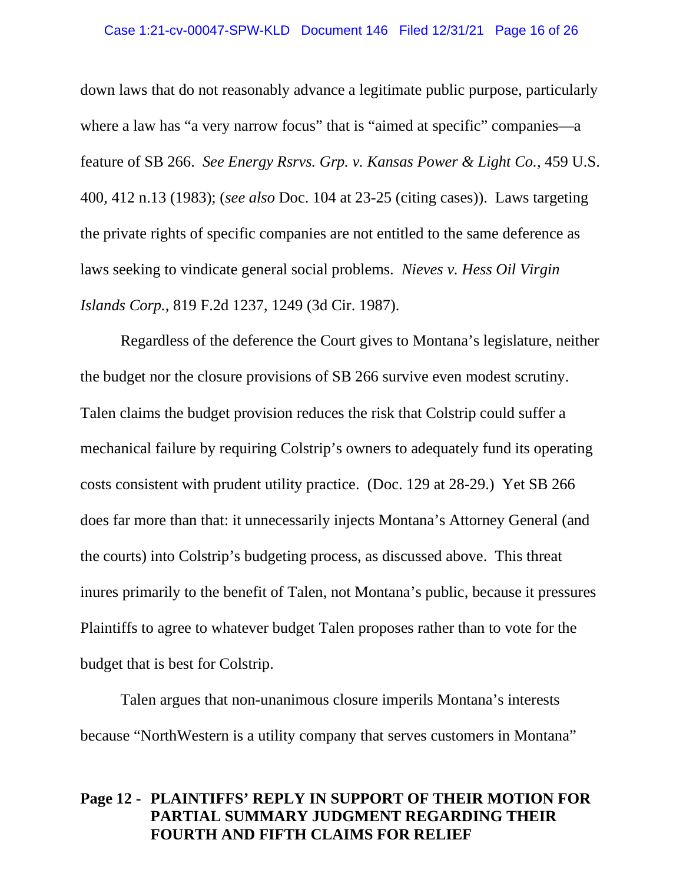down laws that do not reasonably advance a legitimate public purpose, particularly where a law has "a very narrow focus" that is "aimed at specific" companies—a feature of SB 266. *See Energy Rsrvs. Grp. v. Kansas Power & Light Co.*, 459 U.S. 400, 412 n.13 (1983); (*see also* Doc. 104 at 23-25 (citing cases)). Laws targeting the private rights of specific companies are not entitled to the same deference as laws seeking to vindicate general social problems. *Nieves v. Hess Oil Virgin Islands Corp.*, 819 F.2d 1237, 1249 (3d Cir. 1987).

Regardless of the deference the Court gives to Montana's legislature, neither the budget nor the closure provisions of SB 266 survive even modest scrutiny. Talen claims the budget provision reduces the risk that Colstrip could suffer a mechanical failure by requiring Colstrip's owners to adequately fund its operating costs consistent with prudent utility practice. (Doc. 129 at 28-29.) Yet SB 266 does far more than that: it unnecessarily injects Montana's Attorney General (and the courts) into Colstrip's budgeting process, as discussed above. This threat inures primarily to the benefit of Talen, not Montana's public, because it pressures Plaintiffs to agree to whatever budget Talen proposes rather than to vote for the budget that is best for Colstrip.

Talen argues that non-unanimous closure imperils Montana's interests because "NorthWestern is a utility company that serves customers in Montana"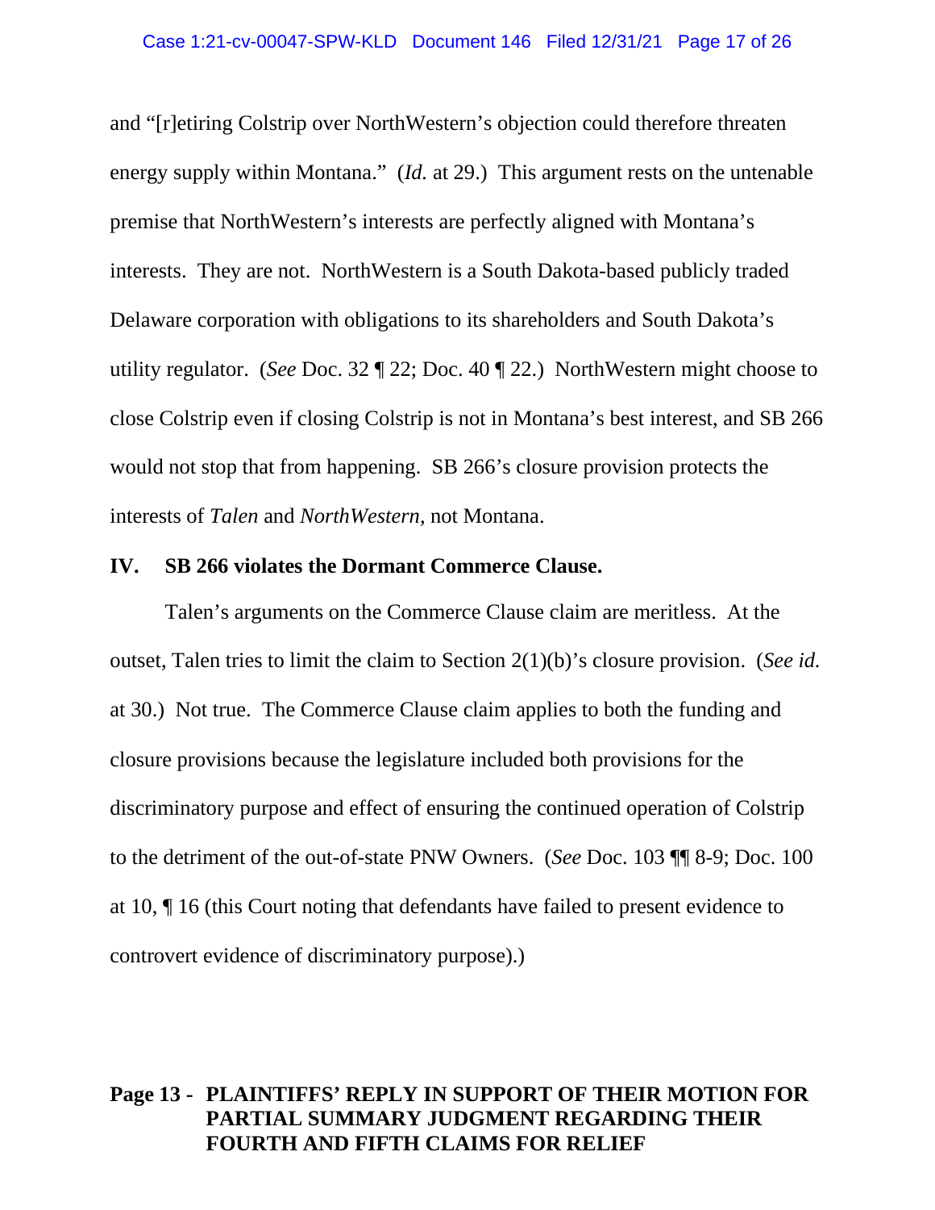and "[r]etiring Colstrip over NorthWestern's objection could therefore threaten energy supply within Montana." (*Id.* at 29.) This argument rests on the untenable premise that NorthWestern's interests are perfectly aligned with Montana's interests. They are not. NorthWestern is a South Dakota-based publicly traded Delaware corporation with obligations to its shareholders and South Dakota's utility regulator. (*See* Doc. 32 ¶ 22; Doc. 40 ¶ 22.) NorthWestern might choose to close Colstrip even if closing Colstrip is not in Montana's best interest, and SB 266 would not stop that from happening. SB 266's closure provision protects the interests of *Talen* and *NorthWestern*, not Montana.

## IV. SB 266 violates the Dormant Commerce Clause.

Talen's arguments on the Commerce Clause claim are meritless. At the outset, Talen tries to limit the claim to Section 2(1)(b)'s closure provision. (*See id.* at 30.) Not true. The Commerce Clause claim applies to both the funding and closure provisions because the legislature included both provisions for the discriminatory purpose and effect of ensuring the continued operation of Colstrip to the detriment of the out-of-state PNW Owners. (*See* Doc. 103 ¶¶ 8-9; Doc. 100 at 10, ¶ 16 (this Court noting that defendants have failed to present evidence to controvert evidence of discriminatory purpose).)

**Page 13 - PLAINTIFFS' REPLY IN SUPPORT OF THEIR MOTION FOR PARTIAL SUMMARY JUDGMENT REGARDING THEIR FOURTH AND FIFTH CLAIMS FOR RELIEF**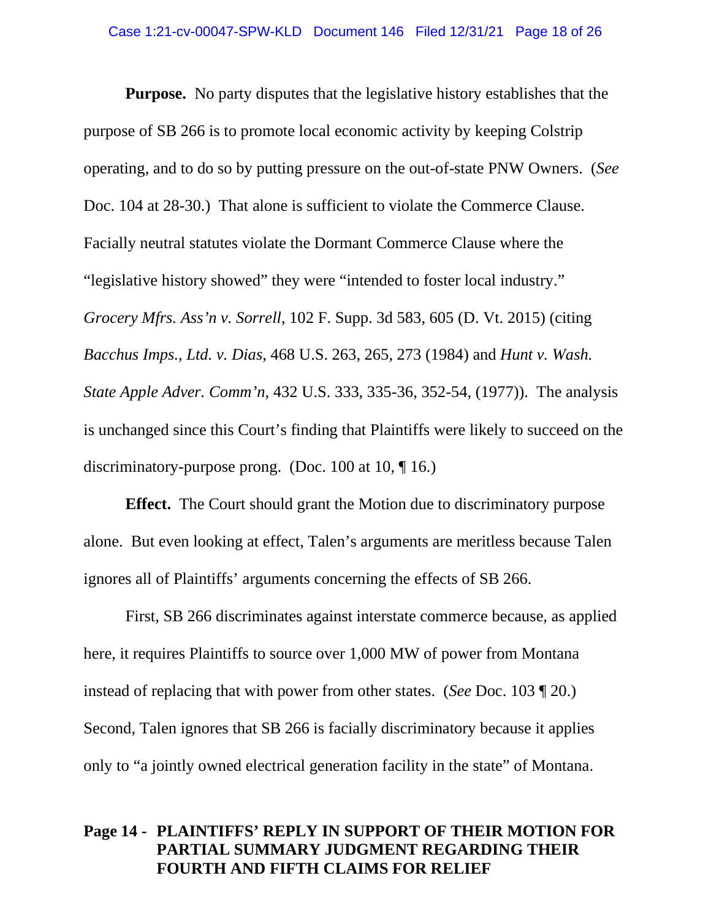**Purpose.** No party disputes that the legislative history establishes that the purpose of SB 266 is to promote local economic activity by keeping Colstrip operating, and to do so by putting pressure on the out-of-state PNW Owners. (*See* Doc. 104 at 28-30.) That alone is sufficient to violate the Commerce Clause. Facially neutral statutes violate the Dormant Commerce Clause where the "legislative history showed" they were "intended to foster local industry." *Grocery Mfrs. Ass'n v. Sorrell*, 102 F. Supp. 3d 583, 605 (D. Vt. 2015) (citing *Bacchus Imps., Ltd. v. Dias*, 468 U.S. 263, 265, 273 (1984) and *Hunt v. Wash. State Apple Adver. Comm'n*, 432 U.S. 333, 335-36, 352-54, (1977)). The analysis is unchanged since this Court's finding that Plaintiffs were likely to succeed on the discriminatory-purpose prong. (Doc. 100 at 10, ¶ 16.)

**Effect.** The Court should grant the Motion due to discriminatory purpose alone. But even looking at effect, Talen's arguments are meritless because Talen ignores all of Plaintiffs' arguments concerning the effects of SB 266.

First, SB 266 discriminates against interstate commerce because, as applied here, it requires Plaintiffs to source over 1,000 MW of power from Montana instead of replacing that with power from other states. (*See* Doc. 103 ¶ 20.) Second, Talen ignores that SB 266 is facially discriminatory because it applies only to "a jointly owned electrical generation facility in the state" of Montana.

**Page 14 - PLAINTIFFS' REPLY IN SUPPORT OF THEIR MOTION FOR PARTIAL SUMMARY JUDGMENT REGARDING THEIR FOURTH AND FIFTH CLAIMS FOR RELIEF**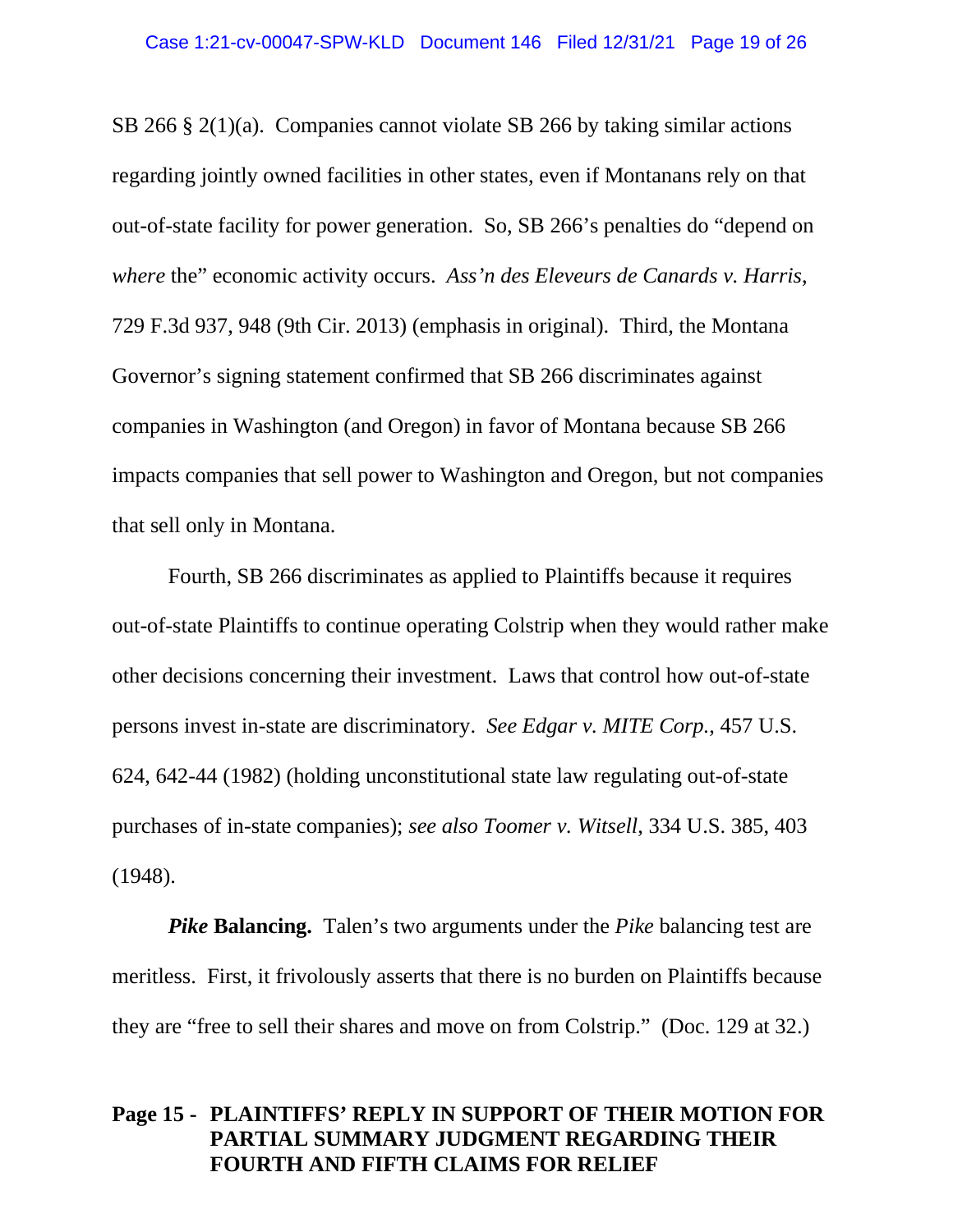SB 266 § 2(1)(a). Companies cannot violate SB 266 by taking similar actions regarding jointly owned facilities in other states, even if Montanans rely on that out-of-state facility for power generation. So, SB 266's penalties do "depend on *where* the" economic activity occurs. *Ass'n des Eleveurs de Canards v. Harris*, 729 F.3d 937, 948 (9th Cir. 2013) (emphasis in original). Third, the Montana Governor's signing statement confirmed that SB 266 discriminates against companies in Washington (and Oregon) in favor of Montana because SB 266 impacts companies that sell power to Washington and Oregon, but not companies that sell only in Montana.

Fourth, SB 266 discriminates as applied to Plaintiffs because it requires out-of-state Plaintiffs to continue operating Colstrip when they would rather make other decisions concerning their investment. Laws that control how out-of-state persons invest in-state are discriminatory. *See Edgar v. MITE Corp.*, 457 U.S. 624, 642-44 (1982) (holding unconstitutional state law regulating out-of-state purchases of in-state companies); *see also Toomer v. Witsell*, 334 U.S. 385, 403 (1948).

***Pike* Balancing.** Talen's two arguments under the *Pike* balancing test are meritless. First, it frivolously asserts that there is no burden on Plaintiffs because they are "free to sell their shares and move on from Colstrip." (Doc. 129 at 32.)

**Page 15 - PLAINTIFFS' REPLY IN SUPPORT OF THEIR MOTION FOR PARTIAL SUMMARY JUDGMENT REGARDING THEIR FOURTH AND FIFTH CLAIMS FOR RELIEF**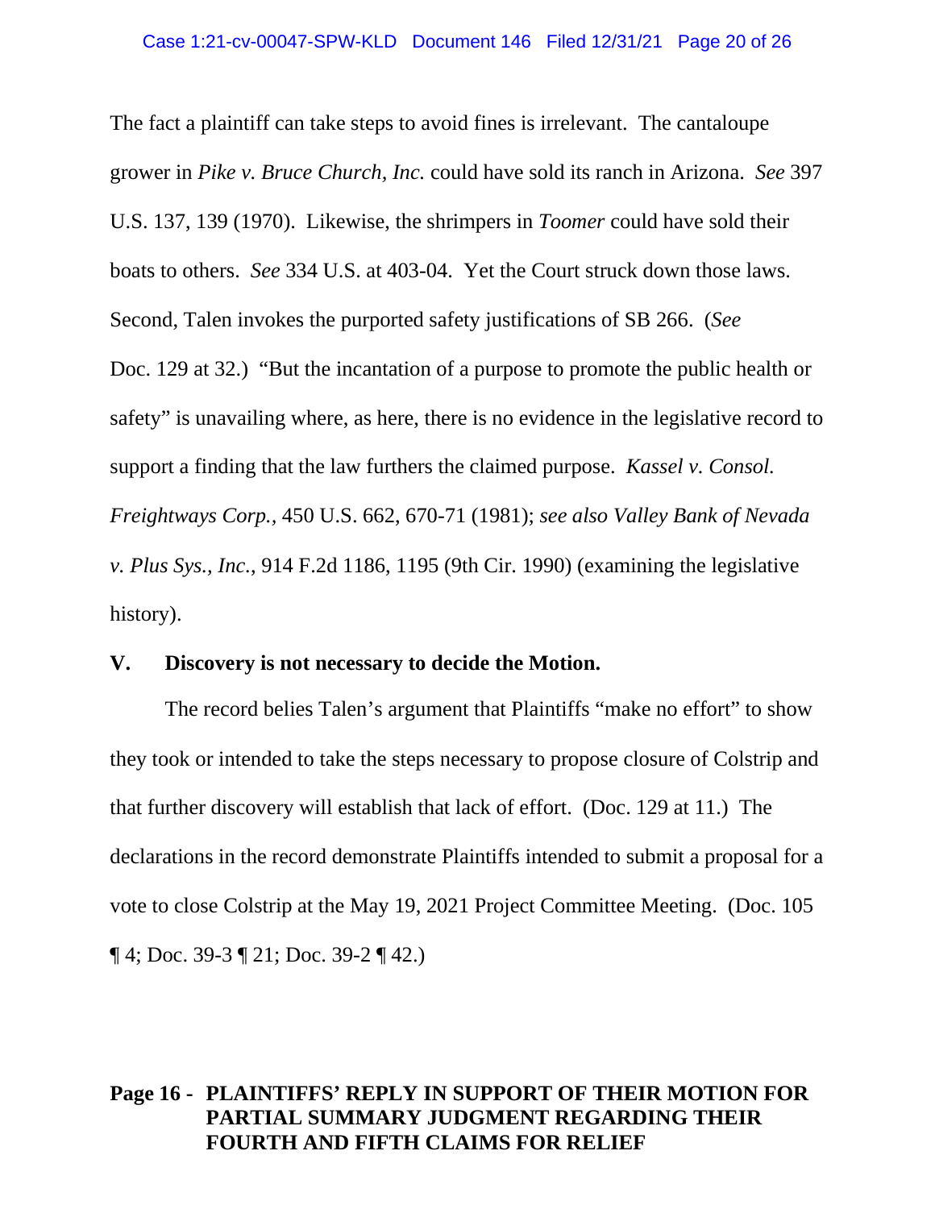The fact a plaintiff can take steps to avoid fines is irrelevant. The cantaloupe grower in *Pike v. Bruce Church, Inc.* could have sold its ranch in Arizona. *See* 397 U.S. 137, 139 (1970). Likewise, the shrimpers in *Toomer* could have sold their boats to others. *See* 334 U.S. at 403-04. Yet the Court struck down those laws. Second, Talen invokes the purported safety justifications of SB 266. (*See* Doc. 129 at 32.) "But the incantation of a purpose to promote the public health or safety" is unavailing where, as here, there is no evidence in the legislative record to support a finding that the law furthers the claimed purpose. *Kassel v. Consol. Freightways Corp.*, 450 U.S. 662, 670-71 (1981); *see also Valley Bank of Nevada v. Plus Sys., Inc.*, 914 F.2d 1186, 1195 (9th Cir. 1990) (examining the legislative history).

## V. Discovery is not necessary to decide the Motion.

The record belies Talen's argument that Plaintiffs "make no effort" to show they took or intended to take the steps necessary to propose closure of Colstrip and that further discovery will establish that lack of effort. (Doc. 129 at 11.) The declarations in the record demonstrate Plaintiffs intended to submit a proposal for a vote to close Colstrip at the May 19, 2021 Project Committee Meeting. (Doc. 105 ¶ 4; Doc. 39-3 ¶ 21; Doc. 39-2 ¶ 42.)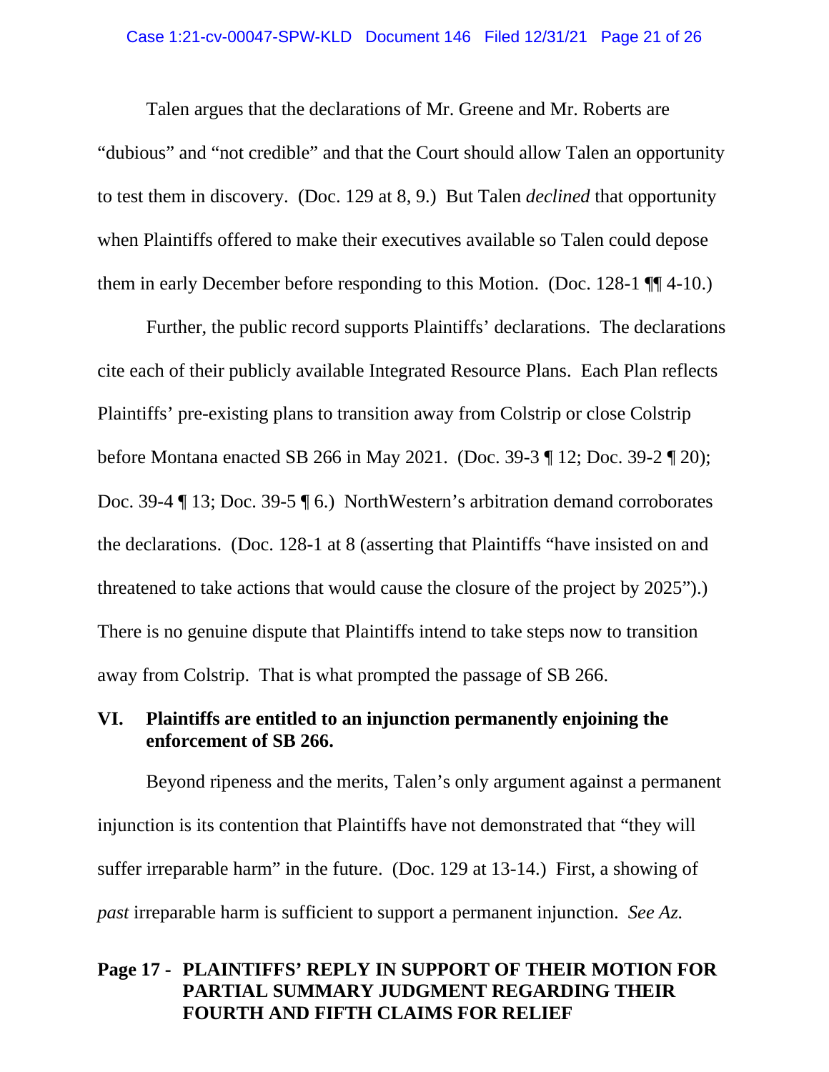Talen argues that the declarations of Mr. Greene and Mr. Roberts are "dubious" and "not credible" and that the Court should allow Talen an opportunity to test them in discovery. (Doc. 129 at 8, 9.) But Talen *declined* that opportunity when Plaintiffs offered to make their executives available so Talen could depose them in early December before responding to this Motion. (Doc. 128-1 ¶¶ 4-10.)

Further, the public record supports Plaintiffs' declarations. The declarations cite each of their publicly available Integrated Resource Plans. Each Plan reflects Plaintiffs' pre-existing plans to transition away from Colstrip or close Colstrip before Montana enacted SB 266 in May 2021. (Doc. 39-3 ¶ 12; Doc. 39-2 ¶ 20); Doc. 39-4 ¶ 13; Doc. 39-5 ¶ 6.) NorthWestern's arbitration demand corroborates the declarations. (Doc. 128-1 at 8 (asserting that Plaintiffs "have insisted on and threatened to take actions that would cause the closure of the project by 2025").) There is no genuine dispute that Plaintiffs intend to take steps now to transition away from Colstrip. That is what prompted the passage of SB 266.

## VI. Plaintiffs are entitled to an injunction permanently enjoining the enforcement of SB 266.

Beyond ripeness and the merits, Talen's only argument against a permanent injunction is its contention that Plaintiffs have not demonstrated that "they will suffer irreparable harm" in the future. (Doc. 129 at 13-14.) First, a showing of *past* irreparable harm is sufficient to support a permanent injunction. *See Az.*

**Page 17 - PLAINTIFFS' REPLY IN SUPPORT OF THEIR MOTION FOR PARTIAL SUMMARY JUDGMENT REGARDING THEIR FOURTH AND FIFTH CLAIMS FOR RELIEF**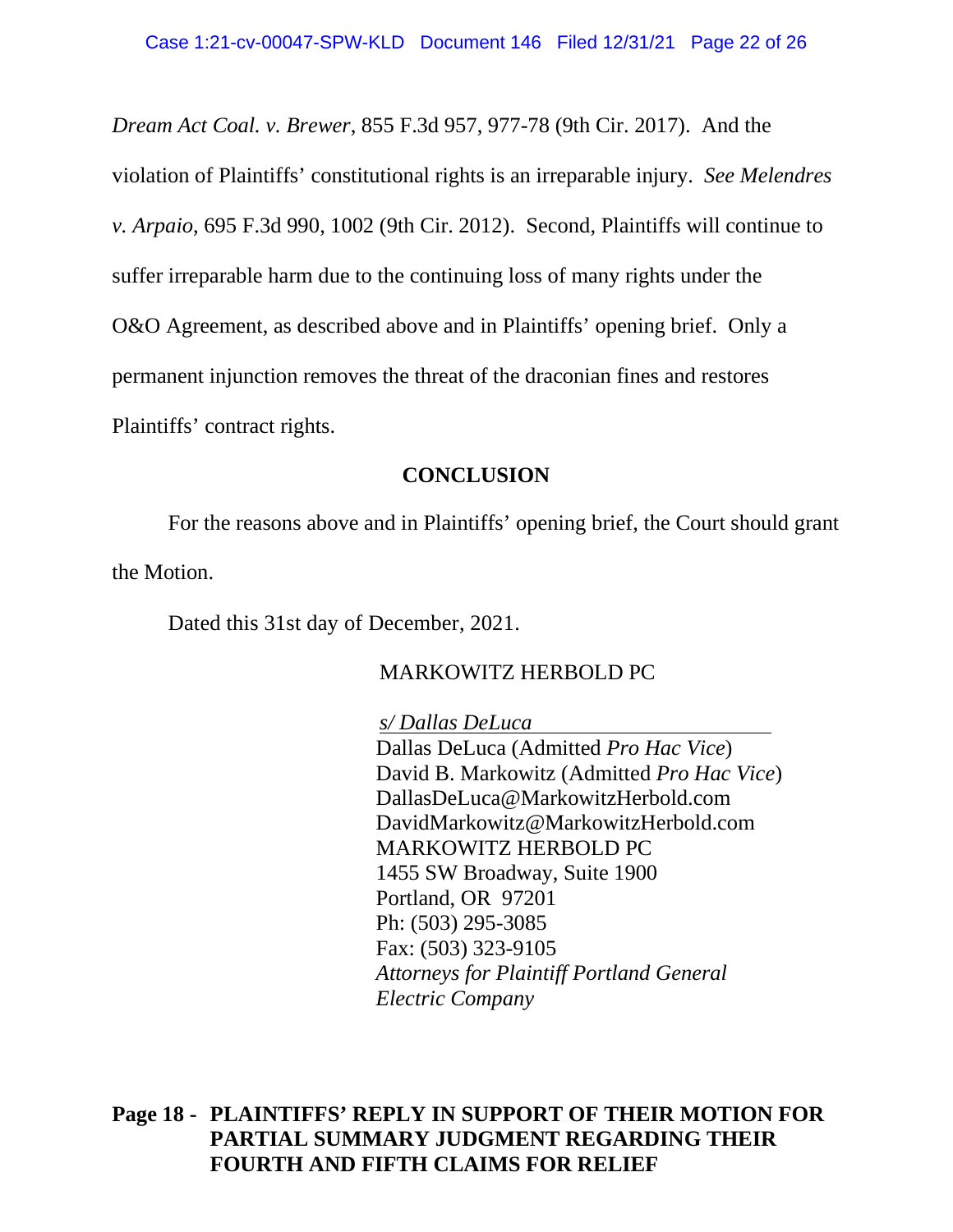*Dream Act Coal. v. Brewer*, 855 F.3d 957, 977-78 (9th Cir. 2017). And the violation of Plaintiffs' constitutional rights is an irreparable injury. *See Melendres v. Arpaio*, 695 F.3d 990, 1002 (9th Cir. 2012). Second, Plaintiffs will continue to suffer irreparable harm due to the continuing loss of many rights under the O&O Agreement, as described above and in Plaintiffs' opening brief. Only a permanent injunction removes the threat of the draconian fines and restores Plaintiffs' contract rights.

## CONCLUSION

For the reasons above and in Plaintiffs' opening brief, the Court should grant the Motion.

Dated this 31st day of December, 2021.

MARKOWITZ HERBOLD PC

*s/ Dallas DeLuca*
Dallas DeLuca (Admitted *Pro Hac Vice*)
David B. Markowitz (Admitted *Pro Hac Vice*)
DallasDeLuca@MarkowitzHerbold.com
DavidMarkowitz@MarkowitzHerbold.com
MARKOWITZ HERBOLD PC
1455 SW Broadway, Suite 1900
Portland, OR 97201
Ph: (503) 295-3085
Fax: (503) 323-9105
*Attorneys for Plaintiff Portland General Electric Company*

**Page 18 - PLAINTIFFS' REPLY IN SUPPORT OF THEIR MOTION FOR PARTIAL SUMMARY JUDGMENT REGARDING THEIR FOURTH AND FIFTH CLAIMS FOR RELIEF**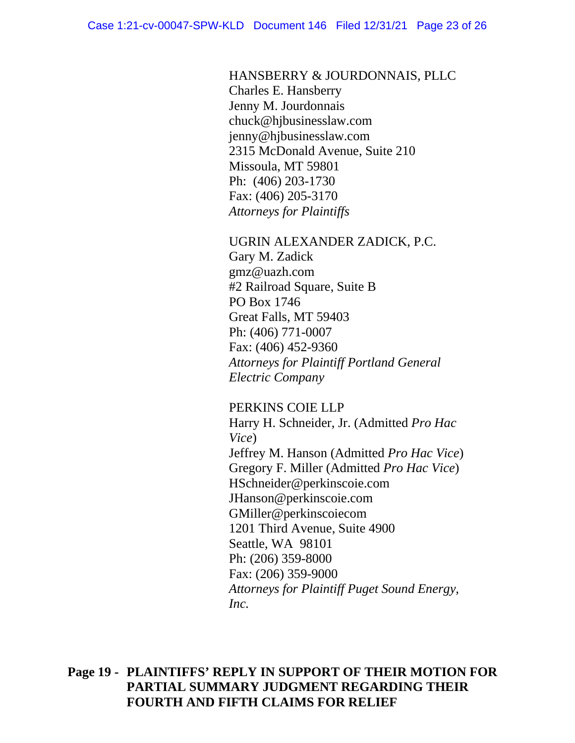HANSBERRY & JOURDONNAIS, PLLC
Charles E. Hansberry
Jenny M. Jourdonnais
chuck@hjbusinesslaw.com
jenny@hjbusinesslaw.com
2315 McDonald Avenue, Suite 210
Missoula, MT 59801
Ph: (406) 203-1730
Fax: (406) 205-3170
*Attorneys for Plaintiffs*

UGRIN ALEXANDER ZADICK, P.C.
Gary M. Zadick
gmz@uazh.com
#2 Railroad Square, Suite B
PO Box 1746
Great Falls, MT 59403
Ph: (406) 771-0007
Fax: (406) 452-9360
*Attorneys for Plaintiff Portland General Electric Company*

PERKINS COIE LLP
Harry H. Schneider, Jr. (Admitted *Pro Hac Vice*)
Jeffrey M. Hanson (Admitted *Pro Hac Vice*)
Gregory F. Miller (Admitted *Pro Hac Vice*)
HSchneider@perkinscoie.com
JHanson@perkinscoie.com
GMiller@perkinscoiecom
1201 Third Avenue, Suite 4900
Seattle, WA 98101
Ph: (206) 359-8000
Fax: (206) 359-9000
*Attorneys for Plaintiff Puget Sound Energy, Inc.*

**Page 19 - PLAINTIFFS' REPLY IN SUPPORT OF THEIR MOTION FOR PARTIAL SUMMARY JUDGMENT REGARDING THEIR FOURTH AND FIFTH CLAIMS FOR RELIEF**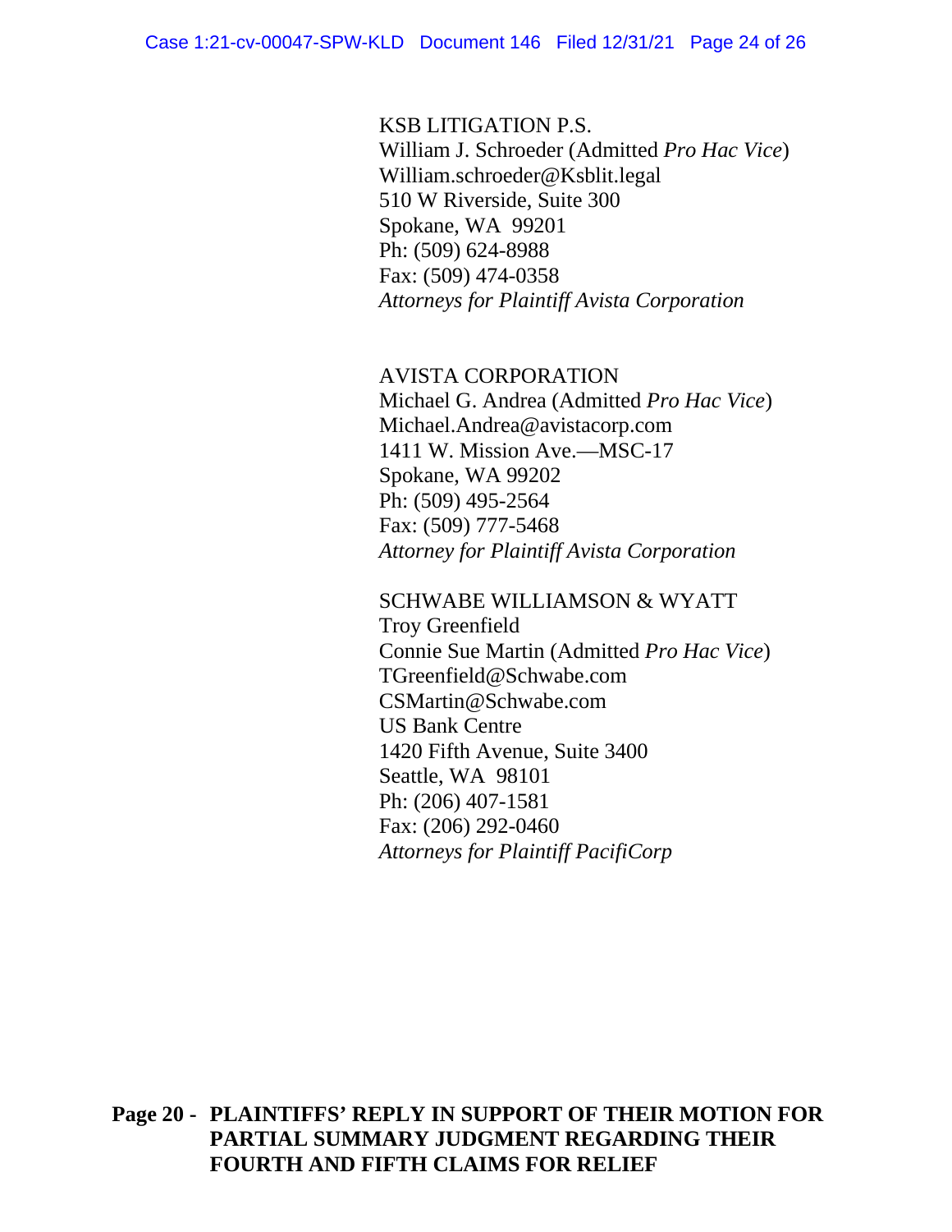KSB LITIGATION P.S.
William J. Schroeder (Admitted *Pro Hac Vice*)
William.schroeder@Ksblit.legal
510 W Riverside, Suite 300
Spokane, WA 99201
Ph: (509) 624-8988
Fax: (509) 474-0358
*Attorneys for Plaintiff Avista Corporation*

AVISTA CORPORATION
Michael G. Andrea (Admitted *Pro Hac Vice*)
Michael.Andrea@avistacorp.com
1411 W. Mission Ave.—MSC-17
Spokane, WA 99202
Ph: (509) 495-2564
Fax: (509) 777-5468
*Attorney for Plaintiff Avista Corporation*

SCHWABE WILLIAMSON & WYATT
Troy Greenfield
Connie Sue Martin (Admitted *Pro Hac Vice*)
TGreenfield@Schwabe.com
CSMartin@Schwabe.com
US Bank Centre
1420 Fifth Avenue, Suite 3400
Seattle, WA 98101
Ph: (206) 407-1581
Fax: (206) 292-0460
*Attorneys for Plaintiff PacifiCorp*

**Page 20 - PLAINTIFFS' REPLY IN SUPPORT OF THEIR MOTION FOR PARTIAL SUMMARY JUDGMENT REGARDING THEIR FOURTH AND FIFTH CLAIMS FOR RELIEF**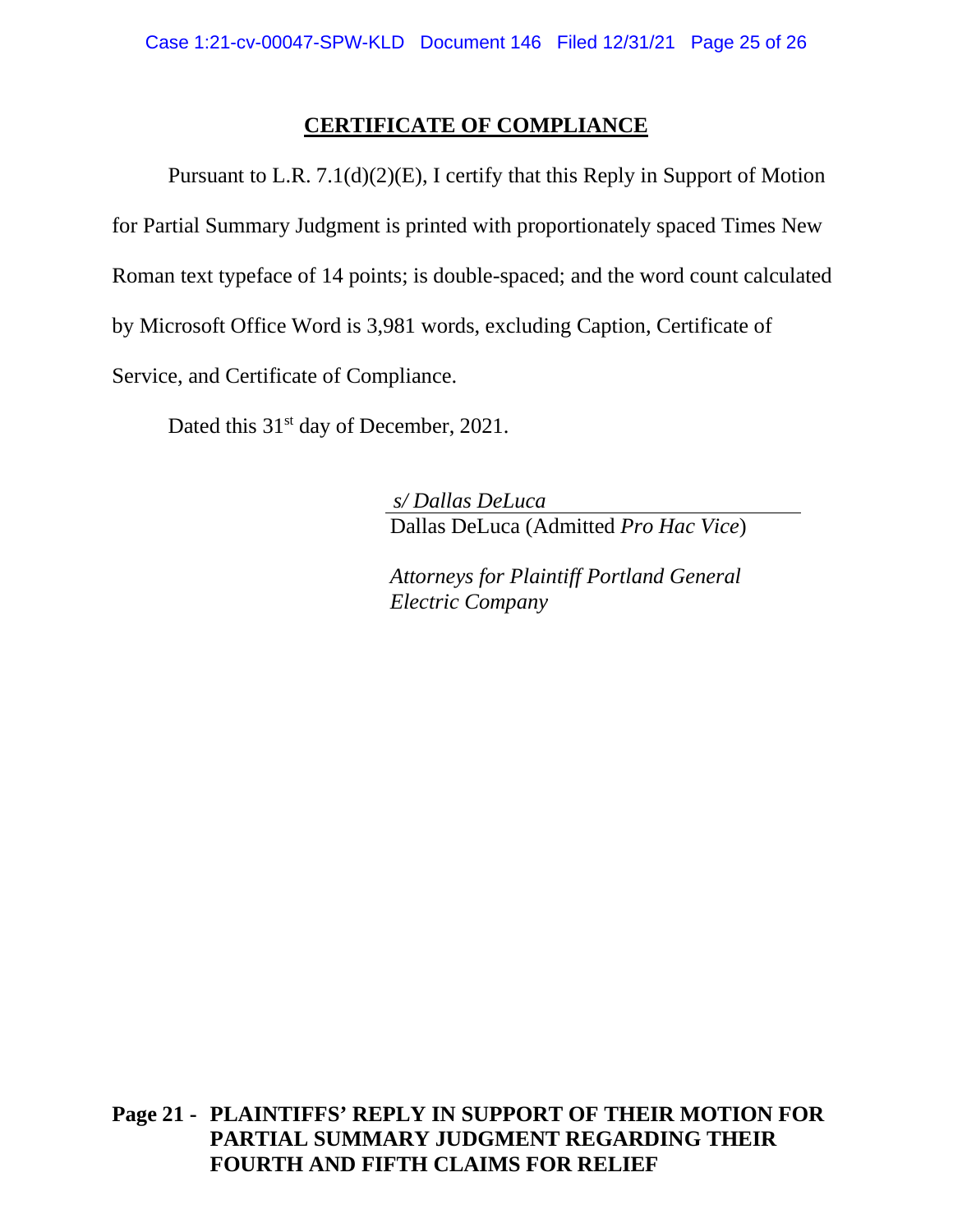## CERTIFICATE OF COMPLIANCE

Pursuant to L.R. 7.1(d)(2)(E), I certify that this Reply in Support of Motion for Partial Summary Judgment is printed with proportionately spaced Times New Roman text typeface of 14 points; is double-spaced; and the word count calculated by Microsoft Office Word is 3,981 words, excluding Caption, Certificate of Service, and Certificate of Compliance.

Dated this 31st day of December, 2021.

*s/ Dallas DeLuca*
Dallas DeLuca (Admitted *Pro Hac Vice*)

*Attorneys for Plaintiff Portland General Electric Company*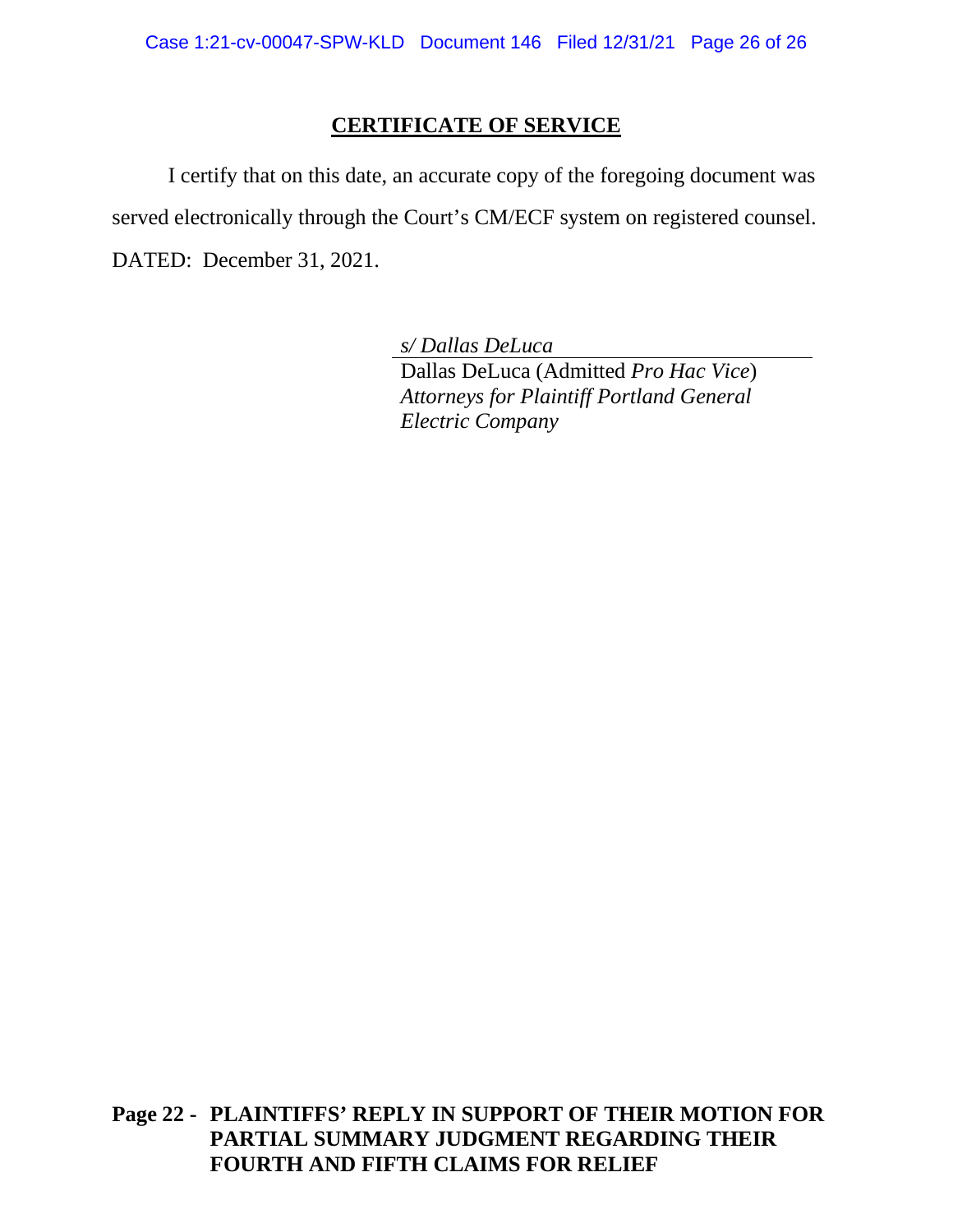## CERTIFICATE OF SERVICE

I certify that on this date, an accurate copy of the foregoing document was served electronically through the Court's CM/ECF system on registered counsel.

DATED: December 31, 2021.

*s/ Dallas DeLuca*
Dallas DeLuca (Admitted *Pro Hac Vice*)
*Attorneys for Plaintiff Portland General Electric Company*

**Page 22 - PLAINTIFFS' REPLY IN SUPPORT OF THEIR MOTION FOR PARTIAL SUMMARY JUDGMENT REGARDING THEIR FOURTH AND FIFTH CLAIMS FOR RELIEF**